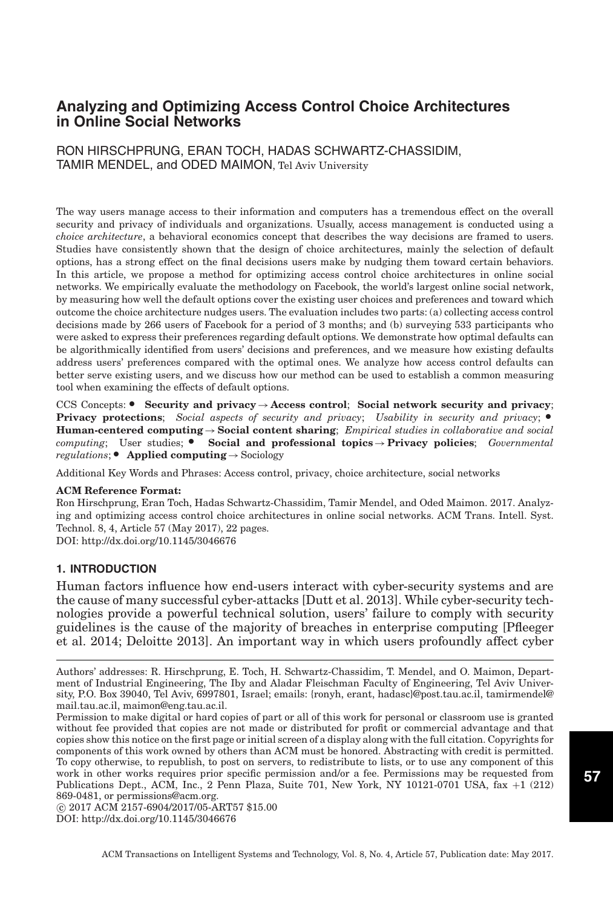# Analyzing and Optimizing Access Control Choice Architectures in Online Social Networks

RON HIRSCHPRUNG, ERAN TOCH, HADAS SCHWARTZ-CHASSIDIM, TAMIR MENDEL, and ODED MAIMON, Tel Aviv University

The way users manage access to their information and computers has a tremendous effect on the overall security and privacy of individuals and organizations. Usually, access management is conducted using a *choice architecture*, a behavioral economics concept that describes the way decisions are framed to users. Studies have consistently shown that the design of choice architectures, mainly the selection of default options, has a strong effect on the final decisions users make by nudging them toward certain behaviors. In this article, we propose a method for optimizing access control choice architectures in online social networks. We empirically evaluate the methodology on Facebook, the world's largest online social network, by measuring how well the default options cover the existing user choices and preferences and toward which outcome the choice architecture nudges users. The evaluation includes two parts: (a) collecting access control decisions made by 266 users of Facebook for a period of 3 months; and (b) surveying 533 participants who were asked to express their preferences regarding default options. We demonstrate how optimal defaults can be algorithmically identified from users' decisions and preferences, and we measure how existing defaults address users' preferences compared with the optimal ones. We analyze how access control defaults can better serve existing users, and we discuss how our method can be used to establish a common measuring tool when examining the effects of default options.

CCS Concepts: • **Security and privacy → Access control**; **Social network security and privacy**; **Privacy protections**; *Social aspects of security and privacy*; *Usability in security and privacy*; • **Human-centered computing → Social content sharing**; *Empirical studies in collaborative and social computing*; User studies; • **Social and professional topics → Privacy policies**; *Governmental regulations*; • **Applied computing →** Sociology

Additional Key Words and Phrases: Access control, privacy, choice architecture, social networks

**ACM Reference Format:**
Ron Hirschprung, Eran Toch, Hadas Schwartz-Chassidim, Tamir Mendel, and Oded Maimon. 2017. Analyzing and optimizing access control choice architectures in online social networks. ACM Trans. Intell. Syst. Technol. 8, 4, Article 57 (May 2017), 22 pages.
DOI: http://dx.doi.org/10.1145/3046676

## 1. INTRODUCTION

Human factors influence how end-users interact with cyber-security systems and are the cause of many successful cyber-attacks [Dutt et al. 2013]. While cyber-security technologies provide a powerful technical solution, users' failure to comply with security guidelines is the cause of the majority of breaches in enterprise computing [Pfleeger et al. 2014; Deloitte 2013]. An important way in which users profoundly affect cyber

---

Authors' addresses: R. Hirschprung, E. Toch, H. Schwartz-Chassidim, T. Mendel, and O. Maimon, Department of Industrial Engineering, The Iby and Aladar Fleischman Faculty of Engineering, Tel Aviv University, P.O. Box 39040, Tel Aviv, 6997801, Israel; emails: {ronyh, erant, hadasc}@post.tau.ac.il, tamirmendel@mail.tau.ac.il, maimon@eng.tau.ac.il.

Permission to make digital or hard copies of part or all of this work for personal or classroom use is granted without fee provided that copies are not made or distributed for profit or commercial advantage and that copies show this notice on the first page or initial screen of a display along with the full citation. Copyrights for components of this work owned by others than ACM must be honored. Abstracting with credit is permitted. To copy otherwise, to republish, to post on servers, to redistribute to lists, or to use any component of this work in other works requires prior specific permission and/or a fee. Permissions may be requested from Publications Dept., ACM, Inc., 2 Penn Plaza, Suite 701, New York, NY 10121-0701 USA, fax +1 (212) 869-0481, or permissions@acm.org.

© 2017 ACM 2157-6904/2017/05-ART57 $15.00

DOI: http://dx.doi.org/10.1145/3046676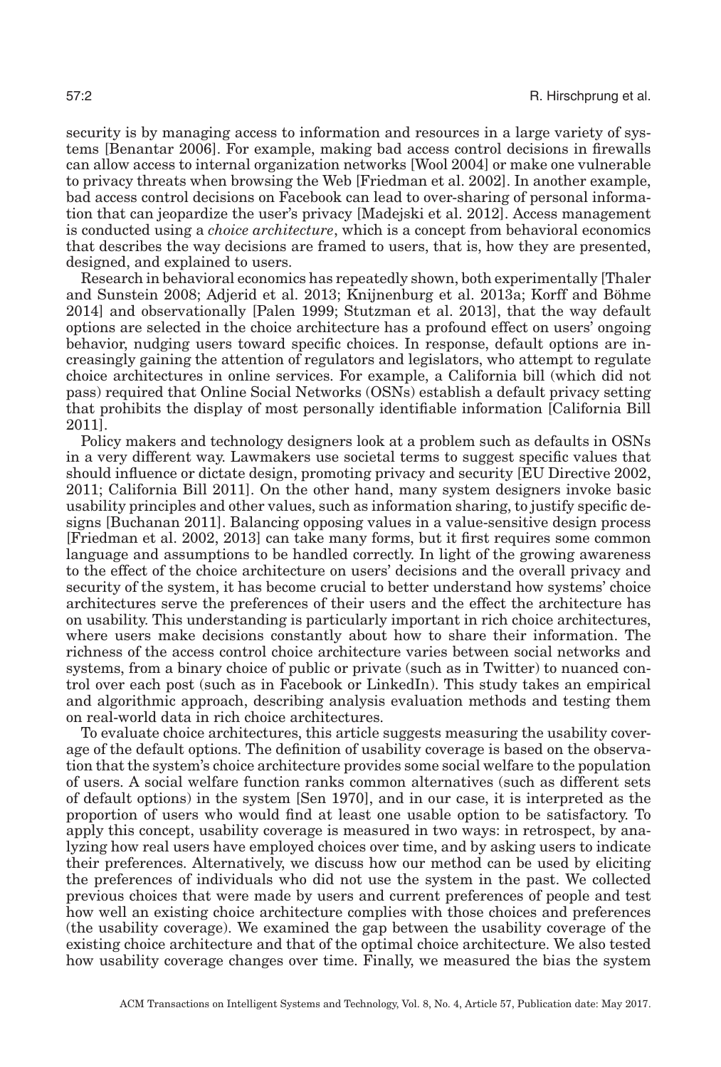security is by managing access to information and resources in a large variety of systems [Benantar 2006]. For example, making bad access control decisions in firewalls can allow access to internal organization networks [Wool 2004] or make one vulnerable to privacy threats when browsing the Web [Friedman et al. 2002]. In another example, bad access control decisions on Facebook can lead to over-sharing of personal information that can jeopardize the user's privacy [Madejski et al. 2012]. Access management is conducted using a *choice architecture*, which is a concept from behavioral economics that describes the way decisions are framed to users, that is, how they are presented, designed, and explained to users.

Research in behavioral economics has repeatedly shown, both experimentally [Thaler and Sunstein 2008; Adjerid et al. 2013; Knijnenburg et al. 2013a; Korff and Böhme 2014] and observationally [Palen 1999; Stutzman et al. 2013], that the way default options are selected in the choice architecture has a profound effect on users' ongoing behavior, nudging users toward specific choices. In response, default options are increasingly gaining the attention of regulators and legislators, who attempt to regulate choice architectures in online services. For example, a California bill (which did not pass) required that Online Social Networks (OSNs) establish a default privacy setting that prohibits the display of most personally identifiable information [California Bill 2011].

Policy makers and technology designers look at a problem such as defaults in OSNs in a very different way. Lawmakers use societal terms to suggest specific values that should influence or dictate design, promoting privacy and security [EU Directive 2002, 2011; California Bill 2011]. On the other hand, many system designers invoke basic usability principles and other values, such as information sharing, to justify specific designs [Buchanan 2011]. Balancing opposing values in a value-sensitive design process [Friedman et al. 2002, 2013] can take many forms, but it first requires some common language and assumptions to be handled correctly. In light of the growing awareness to the effect of the choice architecture on users' decisions and the overall privacy and security of the system, it has become crucial to better understand how systems' choice architectures serve the preferences of their users and the effect the architecture has on usability. This understanding is particularly important in rich choice architectures, where users make decisions constantly about how to share their information. The richness of the access control choice architecture varies between social networks and systems, from a binary choice of public or private (such as in Twitter) to nuanced control over each post (such as in Facebook or LinkedIn). This study takes an empirical and algorithmic approach, describing analysis evaluation methods and testing them on real-world data in rich choice architectures.

To evaluate choice architectures, this article suggests measuring the usability coverage of the default options. The definition of usability coverage is based on the observation that the system's choice architecture provides some social welfare to the population of users. A social welfare function ranks common alternatives (such as different sets of default options) in the system [Sen 1970], and in our case, it is interpreted as the proportion of users who would find at least one usable option to be satisfactory. To apply this concept, usability coverage is measured in two ways: in retrospect, by analyzing how real users have employed choices over time, and by asking users to indicate their preferences. Alternatively, we discuss how our method can be used by eliciting the preferences of individuals who did not use the system in the past. We collected previous choices that were made by users and current preferences of people and test how well an existing choice architecture complies with those choices and preferences (the usability coverage). We examined the gap between the usability coverage of the existing choice architecture and that of the optimal choice architecture. We also tested how usability coverage changes over time. Finally, we measured the bias the system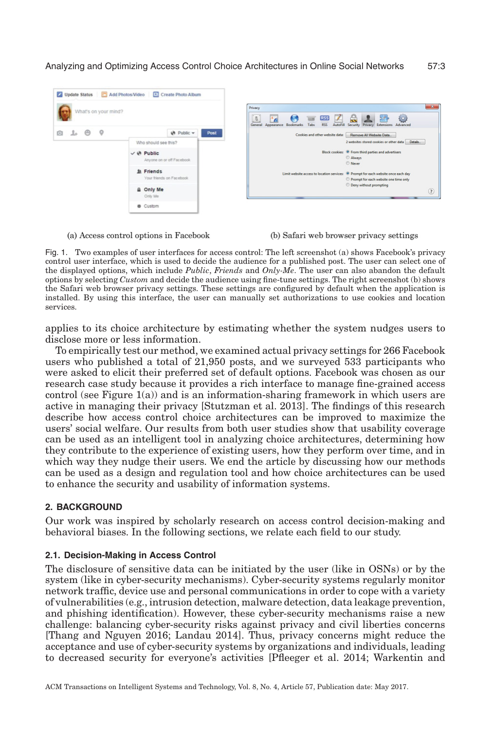(a) Access control options in Facebook

(b) Safari web browser privacy settings

Fig. 1. Two examples of user interfaces for access control: The left screenshot (a) shows Facebook's privacy control user interface, which is used to decide the audience for a published post. The user can select one of the displayed options, which include *Public*, *Friends* and *Only-Me*. The user can also abandon the default options by selecting *Custom* and decide the audience using fine-tune settings. The right screenshot (b) shows the Safari web browser privacy settings. These settings are configured by default when the application is installed. By using this interface, the user can manually set authorizations to use cookies and location services.

applies to its choice architecture by estimating whether the system nudges users to disclose more or less information.

To empirically test our method, we examined actual privacy settings for 266 Facebook users who published a total of 21,950 posts, and we surveyed 533 participants who were asked to elicit their preferred set of default options. Facebook was chosen as our research case study because it provides a rich interface to manage fine-grained access control (see Figure 1(a)) and is an information-sharing framework in which users are active in managing their privacy [Stutzman et al. 2013]. The findings of this research describe how access control choice architectures can be improved to maximize the users' social welfare. Our results from both user studies show that usability coverage can be used as an intelligent tool in analyzing choice architectures, determining how they contribute to the experience of existing users, how they perform over time, and in which way they nudge their users. We end the article by discussing how our methods can be used as a design and regulation tool and how choice architectures can be used to enhance the security and usability of information systems.

## 2. BACKGROUND

Our work was inspired by scholarly research on access control decision-making and behavioral biases. In the following sections, we relate each field to our study.

### 2.1. Decision-Making in Access Control

The disclosure of sensitive data can be initiated by the user (like in OSNs) or by the system (like in cyber-security mechanisms). Cyber-security systems regularly monitor network traffic, device use and personal communications in order to cope with a variety of vulnerabilities (e.g., intrusion detection, malware detection, data leakage prevention, and phishing identification). However, these cyber-security mechanisms raise a new challenge: balancing cyber-security risks against privacy and civil liberties concerns [Thang and Nguyen 2016; Landau 2014]. Thus, privacy concerns might reduce the acceptance and use of cyber-security systems by organizations and individuals, leading to decreased security for everyone's activities [Pfleeger et al. 2014; Warkentin and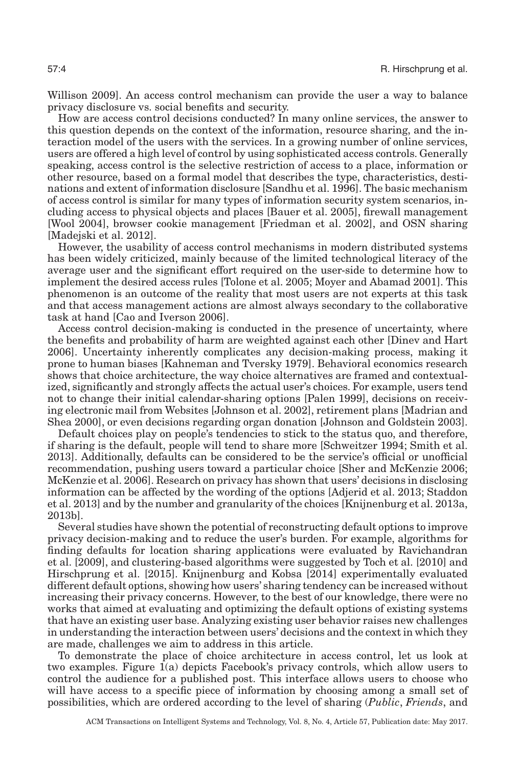Willison 2009]. An access control mechanism can provide the user a way to balance privacy disclosure vs. social benefits and security.

How are access control decisions conducted? In many online services, the answer to this question depends on the context of the information, resource sharing, and the interaction model of the users with the services. In a growing number of online services, users are offered a high level of control by using sophisticated access controls. Generally speaking, access control is the selective restriction of access to a place, information or other resource, based on a formal model that describes the type, characteristics, destinations and extent of information disclosure [Sandhu et al. 1996]. The basic mechanism of access control is similar for many types of information security system scenarios, including access to physical objects and places [Bauer et al. 2005], firewall management [Wool 2004], browser cookie management [Friedman et al. 2002], and OSN sharing [Madejski et al. 2012].

However, the usability of access control mechanisms in modern distributed systems has been widely criticized, mainly because of the limited technological literacy of the average user and the significant effort required on the user-side to determine how to implement the desired access rules [Tolone et al. 2005; Moyer and Abamad 2001]. This phenomenon is an outcome of the reality that most users are not experts at this task and that access management actions are almost always secondary to the collaborative task at hand [Cao and Iverson 2006].

Access control decision-making is conducted in the presence of uncertainty, where the benefits and probability of harm are weighted against each other [Dinev and Hart 2006]. Uncertainty inherently complicates any decision-making process, making it prone to human biases [Kahneman and Tversky 1979]. Behavioral economics research shows that choice architecture, the way choice alternatives are framed and contextualized, significantly and strongly affects the actual user's choices. For example, users tend not to change their initial calendar-sharing options [Palen 1999], decisions on receiving electronic mail from Websites [Johnson et al. 2002], retirement plans [Madrian and Shea 2000], or even decisions regarding organ donation [Johnson and Goldstein 2003].

Default choices play on people's tendencies to stick to the status quo, and therefore, if sharing is the default, people will tend to share more [Schweitzer 1994; Smith et al. 2013]. Additionally, defaults can be considered to be the service's official or unofficial recommendation, pushing users toward a particular choice [Sher and McKenzie 2006; McKenzie et al. 2006]. Research on privacy has shown that users' decisions in disclosing information can be affected by the wording of the options [Adjerid et al. 2013; Staddon et al. 2013] and by the number and granularity of the choices [Knijnenburg et al. 2013a, 2013b].

Several studies have shown the potential of reconstructing default options to improve privacy decision-making and to reduce the user's burden. For example, algorithms for finding defaults for location sharing applications were evaluated by Ravichandran et al. [2009], and clustering-based algorithms were suggested by Toch et al. [2010] and Hirschprung et al. [2015]. Knijnenburg and Kobsa [2014] experimentally evaluated different default options, showing how users' sharing tendency can be increased without increasing their privacy concerns. However, to the best of our knowledge, there were no works that aimed at evaluating and optimizing the default options of existing systems that have an existing user base. Analyzing existing user behavior raises new challenges in understanding the interaction between users' decisions and the context in which they are made, challenges we aim to address in this article.

To demonstrate the place of choice architecture in access control, let us look at two examples. Figure 1(a) depicts Facebook's privacy controls, which allow users to control the audience for a published post. This interface allows users to choose who will have access to a specific piece of information by choosing among a small set of possibilities, which are ordered according to the level of sharing (*Public*, *Friends*, and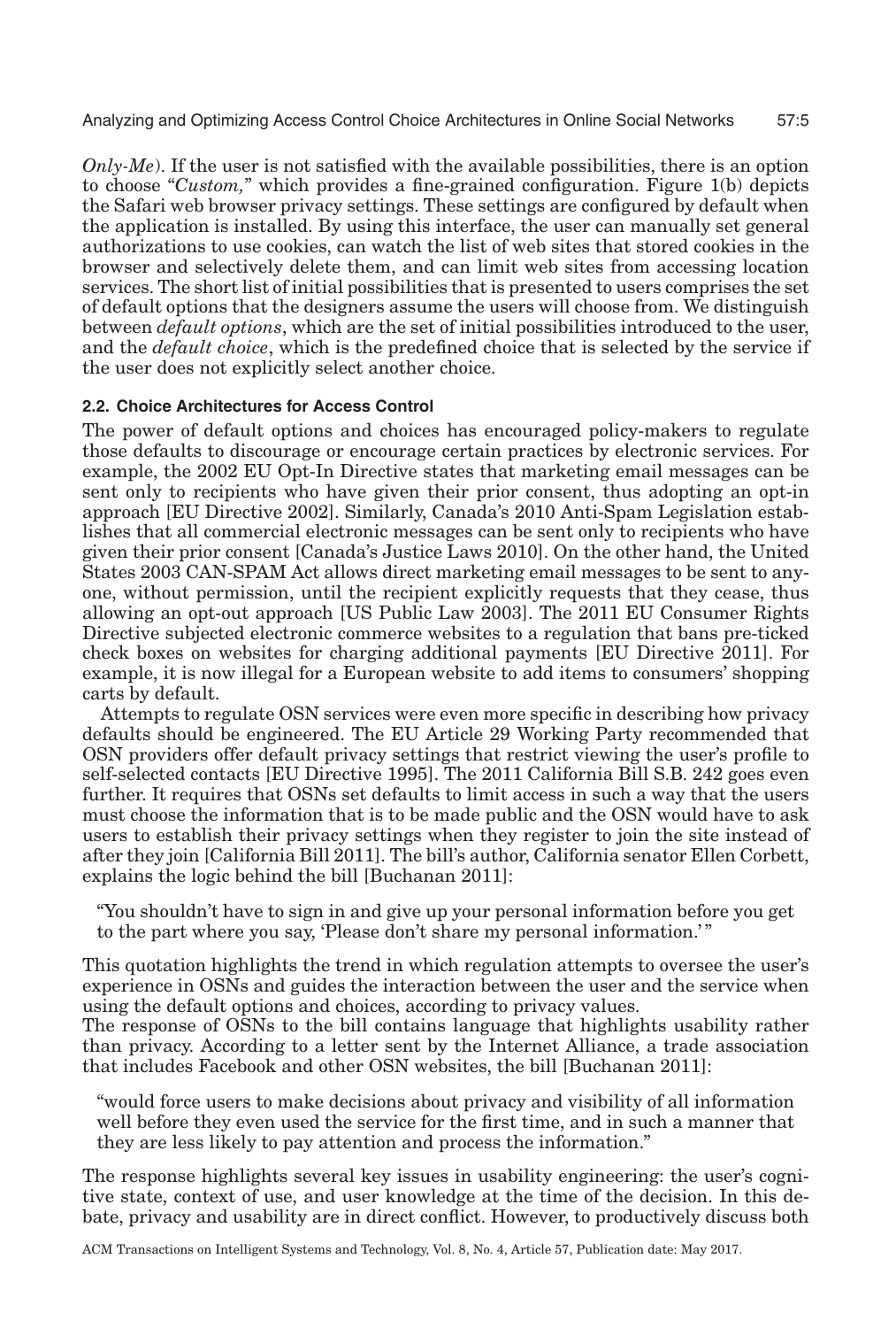*Only-Me*). If the user is not satisfied with the available possibilities, there is an option to choose "*Custom,*" which provides a fine-grained configuration. Figure 1(b) depicts the Safari web browser privacy settings. These settings are configured by default when the application is installed. By using this interface, the user can manually set general authorizations to use cookies, can watch the list of web sites that stored cookies in the browser and selectively delete them, and can limit web sites from accessing location services. The short list of initial possibilities that is presented to users comprises the set of default options that the designers assume the users will choose from. We distinguish between *default options*, which are the set of initial possibilities introduced to the user, and the *default choice*, which is the predefined choice that is selected by the service if the user does not explicitly select another choice.

### 2.2. Choice Architectures for Access Control

The power of default options and choices has encouraged policy-makers to regulate those defaults to discourage or encourage certain practices by electronic services. For example, the 2002 EU Opt-In Directive states that marketing email messages can be sent only to recipients who have given their prior consent, thus adopting an opt-in approach [EU Directive 2002]. Similarly, Canada's 2010 Anti-Spam Legislation establishes that all commercial electronic messages can be sent only to recipients who have given their prior consent [Canada's Justice Laws 2010]. On the other hand, the United States 2003 CAN-SPAM Act allows direct marketing email messages to be sent to anyone, without permission, until the recipient explicitly requests that they cease, thus allowing an opt-out approach [US Public Law 2003]. The 2011 EU Consumer Rights Directive subjected electronic commerce websites to a regulation that bans pre-ticked check boxes on websites for charging additional payments [EU Directive 2011]. For example, it is now illegal for a European website to add items to consumers' shopping carts by default.

Attempts to regulate OSN services were even more specific in describing how privacy defaults should be engineered. The EU Article 29 Working Party recommended that OSN providers offer default privacy settings that restrict viewing the user's profile to self-selected contacts [EU Directive 1995]. The 2011 California Bill S.B. 242 goes even further. It requires that OSNs set defaults to limit access in such a way that the users must choose the information that is to be made public and the OSN would have to ask users to establish their privacy settings when they register to join the site instead of after they join [California Bill 2011]. The bill's author, California senator Ellen Corbett, explains the logic behind the bill [Buchanan 2011]:

> "You shouldn't have to sign in and give up your personal information before you get to the part where you say, 'Please don't share my personal information.' "

This quotation highlights the trend in which regulation attempts to oversee the user's experience in OSNs and guides the interaction between the user and the service when using the default options and choices, according to privacy values.

The response of OSNs to the bill contains language that highlights usability rather than privacy. According to a letter sent by the Internet Alliance, a trade association that includes Facebook and other OSN websites, the bill [Buchanan 2011]:

> "would force users to make decisions about privacy and visibility of all information well before they even used the service for the first time, and in such a manner that they are less likely to pay attention and process the information."

The response highlights several key issues in usability engineering: the user's cognitive state, context of use, and user knowledge at the time of the decision. In this debate, privacy and usability are in direct conflict. However, to productively discuss both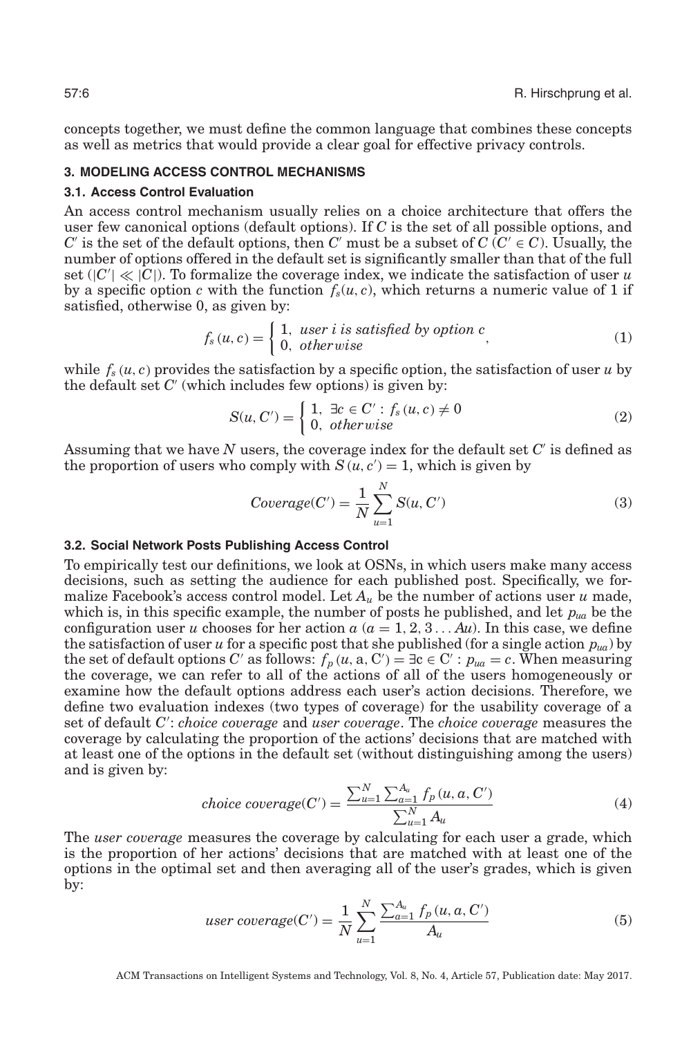concepts together, we must define the common language that combines these concepts as well as metrics that would provide a clear goal for effective privacy controls.

## 3. MODELING ACCESS CONTROL MECHANISMS

### 3.1. Access Control Evaluation

An access control mechanism usually relies on a choice architecture that offers the user few canonical options (default options). If $C$ is the set of all possible options, and $C'$ is the set of the default options, then $C'$ must be a subset of $C$ ($C' \in C$). Usually, the number of options offered in the default set is significantly smaller than that of the full set ($|C'| \ll |C|$). To formalize the coverage index, we indicate the satisfaction of user $u$ by a specific option $c$ with the function $f_s(u, c)$, which returns a numeric value of 1 if satisfied, otherwise 0, as given by:

$$f_s(u, c) = \begin{cases} 1, & \textit{user } i \textit{ is satisfied by option } c \\ 0, & \textit{otherwise} \end{cases}, \tag{1}$$

while $f_s(u, c)$ provides the satisfaction by a specific option, the satisfaction of user $u$ by the default set $C'$ (which includes few options) is given by:

$$S(u, C') = \begin{cases} 1, & \exists c \in C' : f_s(u, c) \neq 0 \\ 0, & \textit{otherwise} \end{cases} \tag{2}$$

Assuming that we have $N$ users, the coverage index for the default set $C'$ is defined as the proportion of users who comply with $S(u, c') = 1$, which is given by

$$Coverage(C') = \frac{1}{N} \sum_{u=1}^{N} S(u, C') \tag{3}$$

### 3.2. Social Network Posts Publishing Access Control

To empirically test our definitions, we look at OSNs, in which users make many access decisions, such as setting the audience for each published post. Specifically, we formalize Facebook's access control model. Let $A_u$ be the number of actions user $u$ made, which is, in this specific example, the number of posts he published, and let $p_{ua}$ be the configuration user $u$ chooses for her action $a$ ($a = 1, 2, 3 \ldots Au$). In this case, we define the satisfaction of user $u$ for a specific post that she published (for a single action $p_{ua}$) by the set of default options $C'$ as follows: $f_p(u, \mathrm{a}, \mathrm{C'}) = \exists \mathrm{c} \in \mathrm{C'} : p_{ua} = c$. When measuring the coverage, we can refer to all of the actions of all of the users homogeneously or examine how the default options address each user's action decisions. Therefore, we define two evaluation indexes (two types of coverage) for the usability coverage of a set of default $C'$: *choice coverage* and *user coverage*. The *choice coverage* measures the coverage by calculating the proportion of the actions' decisions that are matched with at least one of the options in the default set (without distinguishing among the users) and is given by:

$$choice\ coverage(C') = \frac{\sum_{u=1}^{N} \sum_{a=1}^{A_u} f_p(u, a, C')}{\sum_{u=1}^{N} A_u} \tag{4}$$

The *user coverage* measures the coverage by calculating for each user a grade, which is the proportion of her actions' decisions that are matched with at least one of the options in the optimal set and then averaging all of the user's grades, which is given by:

$$user\ coverage(C') = \frac{1}{N} \sum_{u=1}^{N} \frac{\sum_{a=1}^{A_u} f_p(u, a, C')}{A_u} \tag{5}$$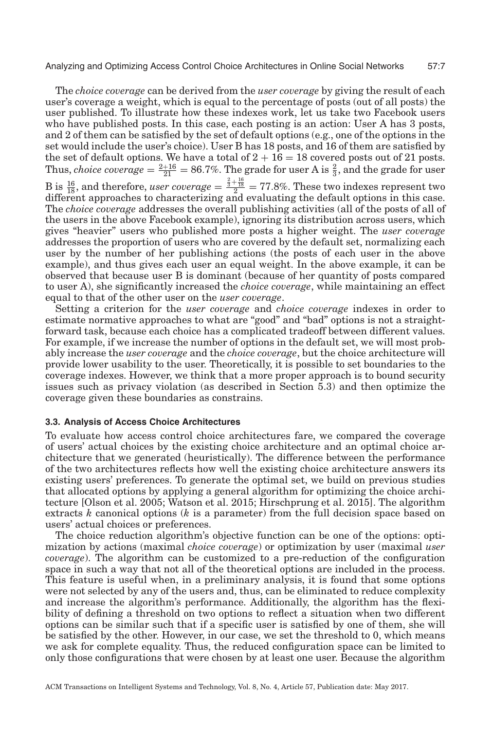The *choice coverage* can be derived from the *user coverage* by giving the result of each user's coverage a weight, which is equal to the percentage of posts (out of all posts) the user published. To illustrate how these indexes work, let us take two Facebook users who have published posts. In this case, each posting is an action: User A has 3 posts, and 2 of them can be satisfied by the set of default options (e.g., one of the options in the set would include the user's choice). User B has 18 posts, and 16 of them are satisfied by the set of default options. We have a total of $2 + 16 = 18$ covered posts out of 21 posts. Thus, *choice coverage* $= \frac{2+16}{21} = 86.7\%$. The grade for user A is $\frac{2}{3}$, and the grade for user B is $\frac{16}{18}$, and therefore, *user coverage* $= \frac{\frac{2}{3}+\frac{16}{18}}{2} = 77.8\%$. These two indexes represent two different approaches to characterizing and evaluating the default options in this case. The *choice coverage* addresses the overall publishing activities (all of the posts of all of the users in the above Facebook example), ignoring its distribution across users, which gives "heavier" users who published more posts a higher weight. The *user coverage* addresses the proportion of users who are covered by the default set, normalizing each user by the number of her publishing actions (the posts of each user in the above example), and thus gives each user an equal weight. In the above example, it can be observed that because user B is dominant (because of her quantity of posts compared to user A), she significantly increased the *choice coverage*, while maintaining an effect equal to that of the other user on the *user coverage*.

Setting a criterion for the *user coverage* and *choice coverage* indexes in order to estimate normative approaches to what are "good" and "bad" options is not a straightforward task, because each choice has a complicated tradeoff between different values. For example, if we increase the number of options in the default set, we will most probably increase the *user coverage* and the *choice coverage*, but the choice architecture will provide lower usability to the user. Theoretically, it is possible to set boundaries to the coverage indexes. However, we think that a more proper approach is to bound security issues such as privacy violation (as described in Section 5.3) and then optimize the coverage given these boundaries as constrains.

### 3.3. Analysis of Access Choice Architectures

To evaluate how access control choice architectures fare, we compared the coverage of users' actual choices by the existing choice architecture and an optimal choice architecture that we generated (heuristically). The difference between the performance of the two architectures reflects how well the existing choice architecture answers its existing users' preferences. To generate the optimal set, we build on previous studies that allocated options by applying a general algorithm for optimizing the choice architecture [Olson et al. 2005; Watson et al. 2015; Hirschprung et al. 2015]. The algorithm extracts $k$ canonical options ($k$ is a parameter) from the full decision space based on users' actual choices or preferences.

The choice reduction algorithm's objective function can be one of the options: optimization by actions (maximal *choice coverage*) or optimization by user (maximal *user coverage*). The algorithm can be customized to a pre-reduction of the configuration space in such a way that not all of the theoretical options are included in the process. This feature is useful when, in a preliminary analysis, it is found that some options were not selected by any of the users and, thus, can be eliminated to reduce complexity and increase the algorithm's performance. Additionally, the algorithm has the flexibility of defining a threshold on two options to reflect a situation when two different options can be similar such that if a specific user is satisfied by one of them, she will be satisfied by the other. However, in our case, we set the threshold to 0, which means we ask for complete equality. Thus, the reduced configuration space can be limited to only those configurations that were chosen by at least one user. Because the algorithm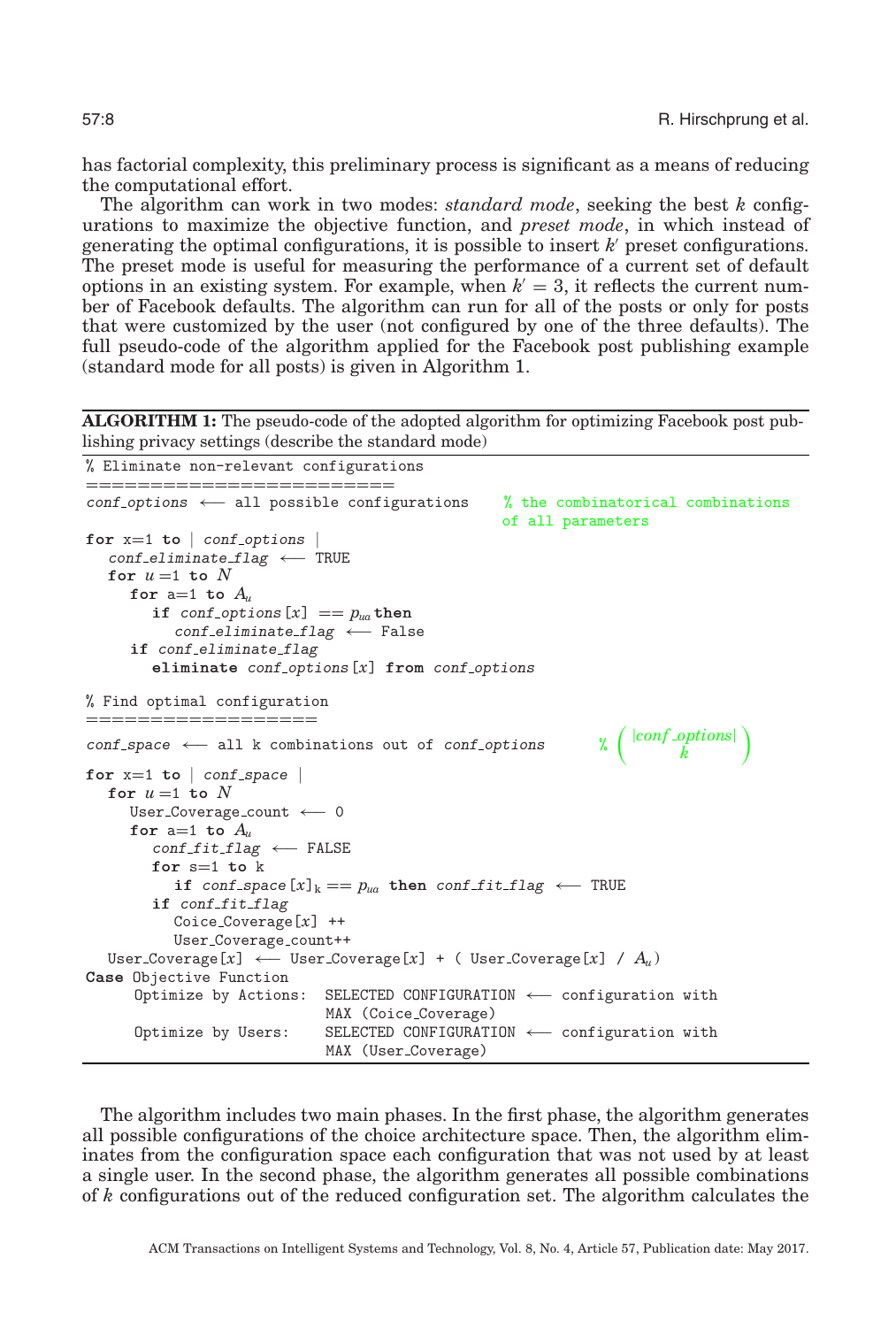has factorial complexity, this preliminary process is significant as a means of reducing the computational effort.

The algorithm can work in two modes: *standard mode*, seeking the best $k$ configurations to maximize the objective function, and *preset mode*, in which instead of generating the optimal configurations, it is possible to insert $k'$ preset configurations. The preset mode is useful for measuring the performance of a current set of default options in an existing system. For example, when $k' = 3$, it reflects the current number of Facebook defaults. The algorithm can run for all of the posts or only for posts that were customized by the user (not configured by one of the three defaults). The full pseudo-code of the algorithm applied for the Facebook post publishing example (standard mode for all posts) is given in Algorithm 1.

**ALGORITHM 1:** The pseudo-code of the adopted algorithm for optimizing Facebook post publishing privacy settings (describe the standard mode)

```
% Eliminate non-relevant configurations
========================
conf_options ⟵ all possible configurations     % the combinatorical combinations
                                                 of all parameters
for x=1 to | conf_options |
   conf_eliminate_flag ⟵ TRUE
   for u=1 to N
      for a=1 to A_u
         if conf_options[x] == p_ua then
            conf_eliminate_flag ⟵ False
      if conf_eliminate_flag
         eliminate conf_options[x] from conf_options

% Find optimal configuration
==================
conf_space ⟵ all k combinations out of conf_options       % ( |conf_options| choose k )
for x=1 to | conf_space |
   for u=1 to N
      User_Coverage_count ⟵ 0
      for a=1 to A_u
         conf_fit_flag ⟵ FALSE
         for s=1 to k
            if conf_space[x]_k == p_ua then conf_fit_flag ⟵ TRUE
         if conf_fit_flag
            Coice_Coverage[x] ++
            User_Coverage_count++
   User_Coverage[x] ⟵ User_Coverage[x] + ( User_Coverage[x] / A_u)
Case Objective Function
     Optimize by Actions:  SELECTED CONFIGURATION ⟵ configuration with
                           MAX (Coice_Coverage)
     Optimize by Users:    SELECTED CONFIGURATION ⟵ configuration with
                           MAX (User_Coverage)
```

The algorithm includes two main phases. In the first phase, the algorithm generates all possible configurations of the choice architecture space. Then, the algorithm eliminates from the configuration space each configuration that was not used by at least a single user. In the second phase, the algorithm generates all possible combinations of $k$ configurations out of the reduced configuration set. The algorithm calculates the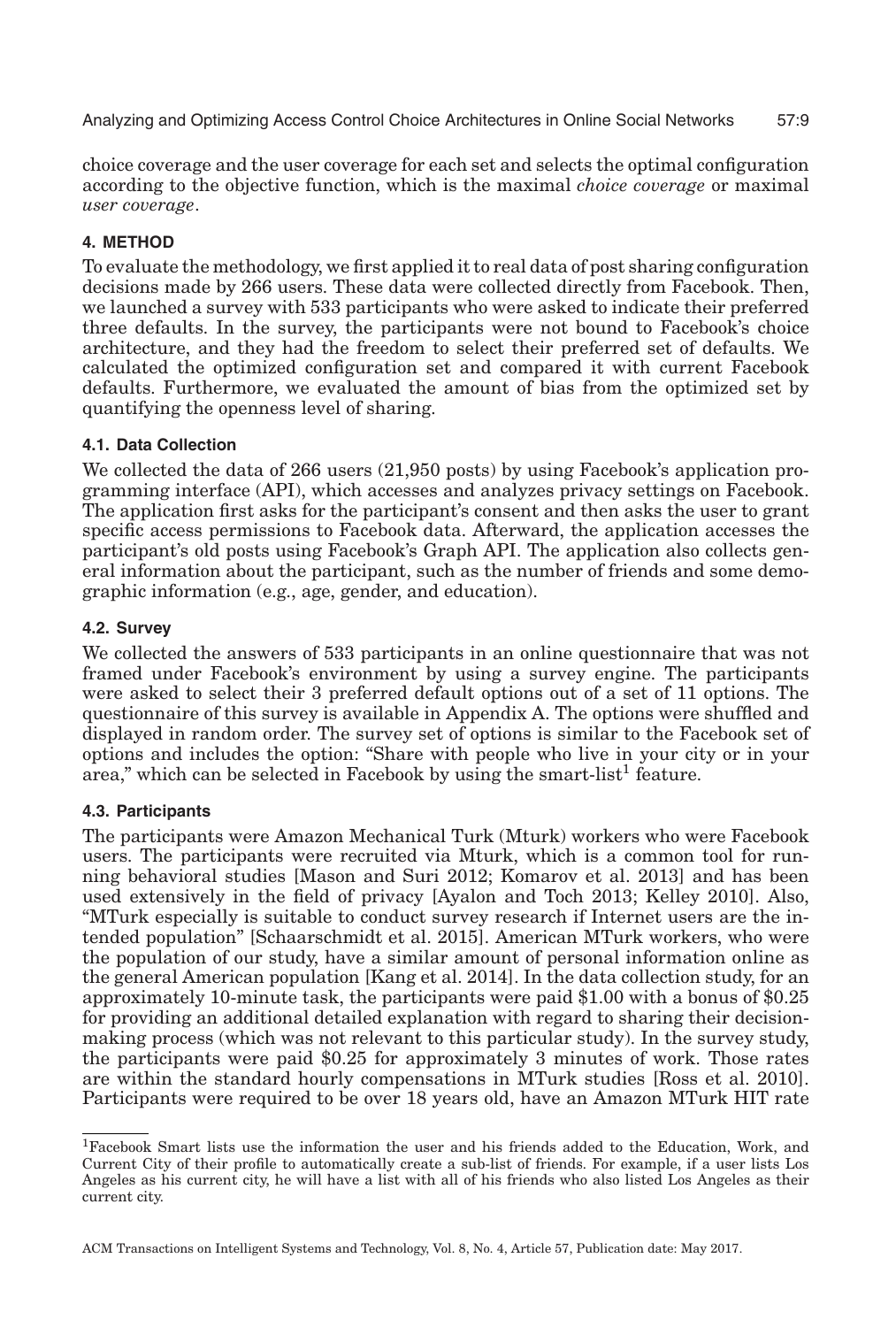choice coverage and the user coverage for each set and selects the optimal configuration according to the objective function, which is the maximal *choice coverage* or maximal *user coverage*.

## 4. METHOD

To evaluate the methodology, we first applied it to real data of post sharing configuration decisions made by 266 users. These data were collected directly from Facebook. Then, we launched a survey with 533 participants who were asked to indicate their preferred three defaults. In the survey, the participants were not bound to Facebook's choice architecture, and they had the freedom to select their preferred set of defaults. We calculated the optimized configuration set and compared it with current Facebook defaults. Furthermore, we evaluated the amount of bias from the optimized set by quantifying the openness level of sharing.

### 4.1. Data Collection

We collected the data of 266 users (21,950 posts) by using Facebook's application programming interface (API), which accesses and analyzes privacy settings on Facebook. The application first asks for the participant's consent and then asks the user to grant specific access permissions to Facebook data. Afterward, the application accesses the participant's old posts using Facebook's Graph API. The application also collects general information about the participant, such as the number of friends and some demographic information (e.g., age, gender, and education).

### 4.2. Survey

We collected the answers of 533 participants in an online questionnaire that was not framed under Facebook's environment by using a survey engine. The participants were asked to select their 3 preferred default options out of a set of 11 options. The questionnaire of this survey is available in Appendix A. The options were shuffled and displayed in random order. The survey set of options is similar to the Facebook set of options and includes the option: "Share with people who live in your city or in your area," which can be selected in Facebook by using the smart-list[1] feature.

### 4.3. Participants

The participants were Amazon Mechanical Turk (Mturk) workers who were Facebook users. The participants were recruited via Mturk, which is a common tool for running behavioral studies [Mason and Suri 2012; Komarov et al. 2013] and has been used extensively in the field of privacy [Ayalon and Toch 2013; Kelley 2010]. Also, "MTurk especially is suitable to conduct survey research if Internet users are the intended population" [Schaarschmidt et al. 2015]. American MTurk workers, who were the population of our study, have a similar amount of personal information online as the general American population [Kang et al. 2014]. In the data collection study, for an approximately 10-minute task, the participants were paid \$1.00 with a bonus of \$0.25 for providing an additional detailed explanation with regard to sharing their decision-making process (which was not relevant to this particular study). In the survey study, the participants were paid \$0.25 for approximately 3 minutes of work. Those rates are within the standard hourly compensations in MTurk studies [Ross et al. 2010]. Participants were required to be over 18 years old, have an Amazon MTurk HIT rate

---

[1] Facebook Smart lists use the information the user and his friends added to the Education, Work, and Current City of their profile to automatically create a sub-list of friends. For example, if a user lists Los Angeles as his current city, he will have a list with all of his friends who also listed Los Angeles as their current city.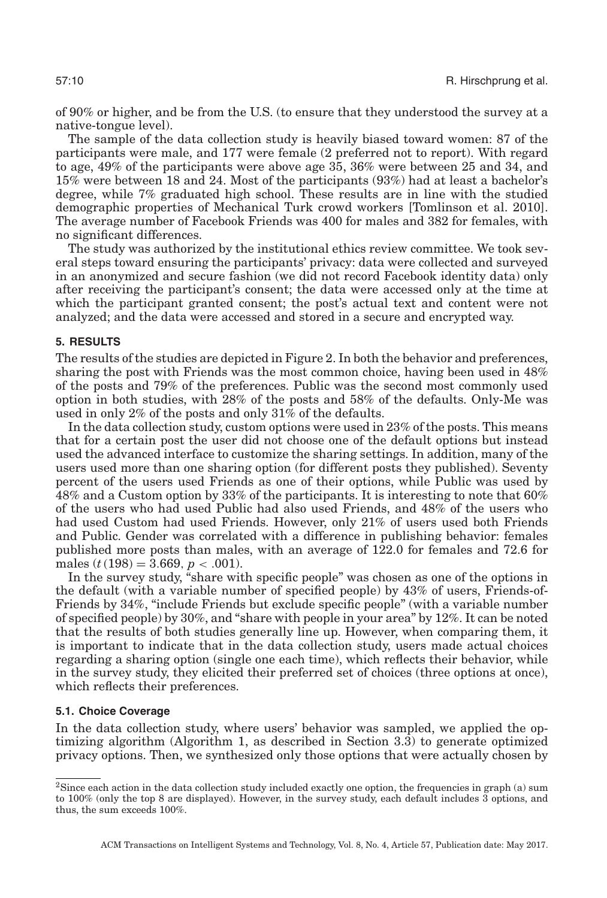of 90% or higher, and be from the U.S. (to ensure that they understood the survey at a native-tongue level).

The sample of the data collection study is heavily biased toward women: 87 of the participants were male, and 177 were female (2 preferred not to report). With regard to age, 49% of the participants were above age 35, 36% were between 25 and 34, and 15% were between 18 and 24. Most of the participants (93%) had at least a bachelor's degree, while 7% graduated high school. These results are in line with the studied demographic properties of Mechanical Turk crowd workers [Tomlinson et al. 2010]. The average number of Facebook Friends was 400 for males and 382 for females, with no significant differences.

The study was authorized by the institutional ethics review committee. We took several steps toward ensuring the participants' privacy: data were collected and surveyed in an anonymized and secure fashion (we did not record Facebook identity data) only after receiving the participant's consent; the data were accessed only at the time at which the participant granted consent; the post's actual text and content were not analyzed; and the data were accessed and stored in a secure and encrypted way.

## 5. RESULTS

The results of the studies are depicted in Figure 2. In both the behavior and preferences, sharing the post with Friends was the most common choice, having been used in 48% of the posts and 79% of the preferences. Public was the second most commonly used option in both studies, with 28% of the posts and 58% of the defaults. Only-Me was used in only 2% of the posts and only 31% of the defaults.

In the data collection study, custom options were used in 23% of the posts. This means that for a certain post the user did not choose one of the default options but instead used the advanced interface to customize the sharing settings. In addition, many of the users used more than one sharing option (for different posts they published). Seventy percent of the users used Friends as one of their options, while Public was used by 48% and a Custom option by 33% of the participants. It is interesting to note that 60% of the users who had used Public had also used Friends, and 48% of the users who had used Custom had used Friends. However, only 21% of users used both Friends and Public. Gender was correlated with a difference in publishing behavior: females published more posts than males, with an average of 122.0 for females and 72.6 for males ($t\,(198) = 3.669$, $p < .001$).

In the survey study, "share with specific people" was chosen as one of the options in the default (with a variable number of specified people) by 43% of users, Friends-of-Friends by 34%, "include Friends but exclude specific people" (with a variable number of specified people) by 30%, and "share with people in your area" by 12%. It can be noted that the results of both studies generally line up. However, when comparing them, it is important to indicate that in the data collection study, users made actual choices regarding a sharing option (single one each time), which reflects their behavior, while in the survey study, they elicited their preferred set of choices (three options at once), which reflects their preferences.

### 5.1. Choice Coverage

In the data collection study, where users' behavior was sampled, we applied the optimizing algorithm (Algorithm 1, as described in Section 3.3) to generate optimized privacy options. Then, we synthesized only those options that were actually chosen by

[2]Since each action in the data collection study included exactly one option, the frequencies in graph (a) sum to 100% (only the top 8 are displayed). However, in the survey study, each default includes 3 options, and thus, the sum exceeds 100%.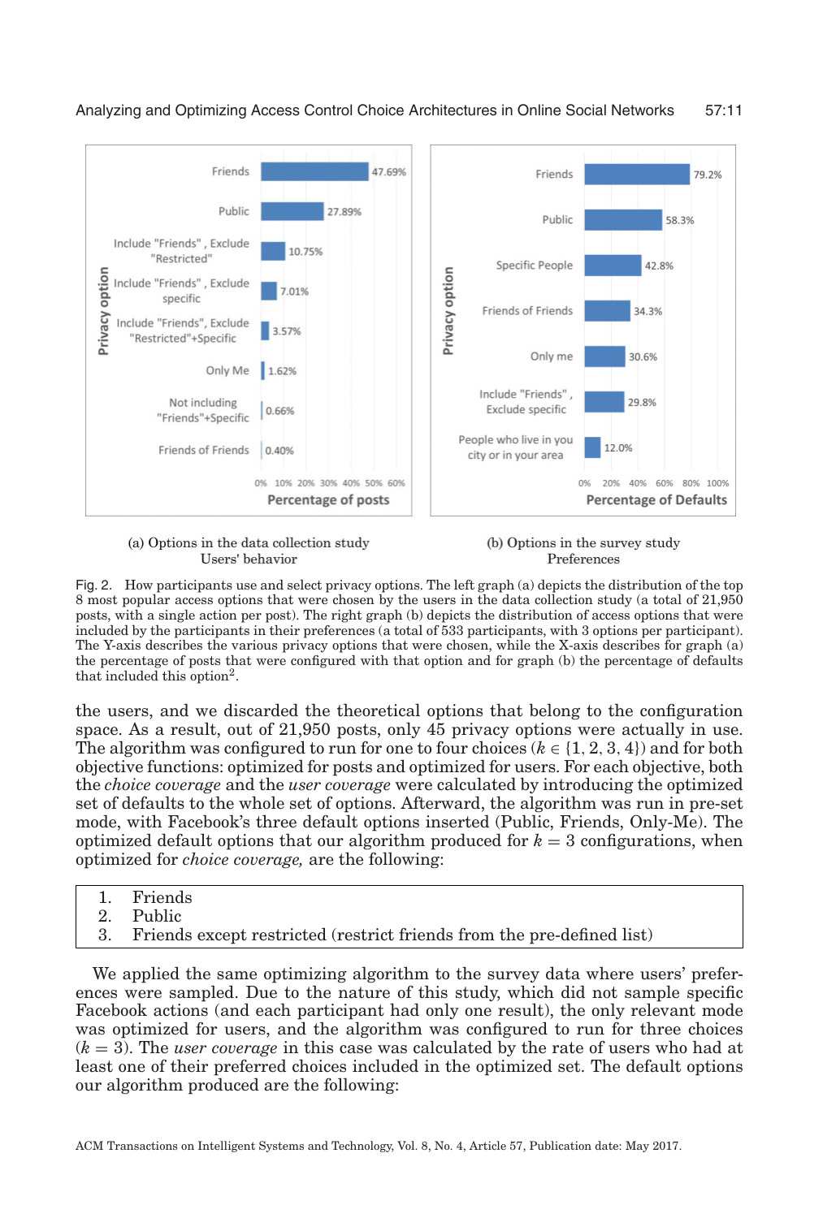(a) Options in the data collection study Users' behavior

(b) Options in the survey study Preferences

Fig. 2. How participants use and select privacy options. The left graph (a) depicts the distribution of the top 8 most popular access options that were chosen by the users in the data collection study (a total of 21,950 posts, with a single action per post). The right graph (b) depicts the distribution of access options that were included by the participants in their preferences (a total of 533 participants, with 3 options per participant). The Y-axis describes the various privacy options that were chosen, while the X-axis describes for graph (a) the percentage of posts that were configured with that option and for graph (b) the percentage of defaults that included this option[2].

the users, and we discarded the theoretical options that belong to the configuration space. As a result, out of 21,950 posts, only 45 privacy options were actually in use. The algorithm was configured to run for one to four choices ($k \in \{1, 2, 3, 4\}$) and for both objective functions: optimized for posts and optimized for users. For each objective, both the *choice coverage* and the *user coverage* were calculated by introducing the optimized set of defaults to the whole set of options. Afterward, the algorithm was run in pre-set mode, with Facebook's three default options inserted (Public, Friends, Only-Me). The optimized default options that our algorithm produced for $k = 3$ configurations, when optimized for *choice coverage,* are the following:

1. Friends
2. Public
3. Friends except restricted (restrict friends from the pre-defined list)

We applied the same optimizing algorithm to the survey data where users' preferences were sampled. Due to the nature of this study, which did not sample specific Facebook actions (and each participant had only one result), the only relevant mode was optimized for users, and the algorithm was configured to run for three choices ($k = 3$). The *user coverage* in this case was calculated by the rate of users who had at least one of their preferred choices included in the optimized set. The default options our algorithm produced are the following: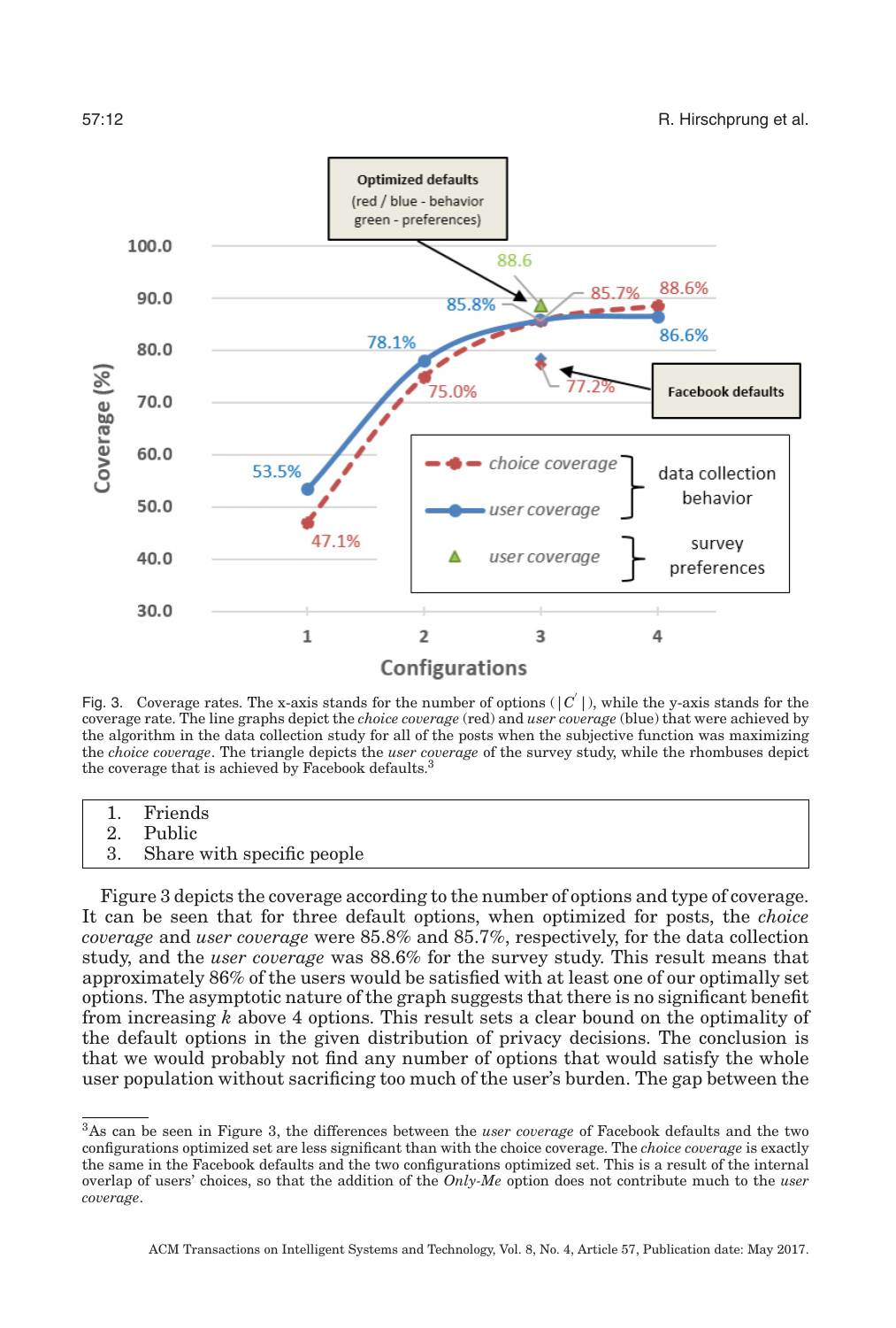Fig. 3. Coverage rates. The x-axis stands for the number of options ($|C'|$), while the y-axis stands for the coverage rate. The line graphs depict the *choice coverage* (red) and *user coverage* (blue) that were achieved by the algorithm in the data collection study for all of the posts when the subjective function was maximizing the *choice coverage*. The triangle depicts the *user coverage* of the survey study, while the rhombuses depict the coverage that is achieved by Facebook defaults.[3]

|  |
|---|
| 1. Friends<br>2. Public<br>3. Share with specific people |

Figure 3 depicts the coverage according to the number of options and type of coverage. It can be seen that for three default options, when optimized for posts, the *choice coverage* and *user coverage* were 85.8% and 85.7%, respectively, for the data collection study, and the *user coverage* was 88.6% for the survey study. This result means that approximately 86% of the users would be satisfied with at least one of our optimally set options. The asymptotic nature of the graph suggests that there is no significant benefit from increasing $k$ above 4 options. This result sets a clear bound on the optimality of the default options in the given distribution of privacy decisions. The conclusion is that we would probably not find any number of options that would satisfy the whole user population without sacrificing too much of the user's burden. The gap between the

[3] As can be seen in Figure 3, the differences between the *user coverage* of Facebook defaults and the two configurations optimized set are less significant than with the choice coverage. The *choice coverage* is exactly the same in the Facebook defaults and the two configurations optimized set. This is a result of the internal overlap of users' choices, so that the addition of the *Only-Me* option does not contribute much to the *user coverage*.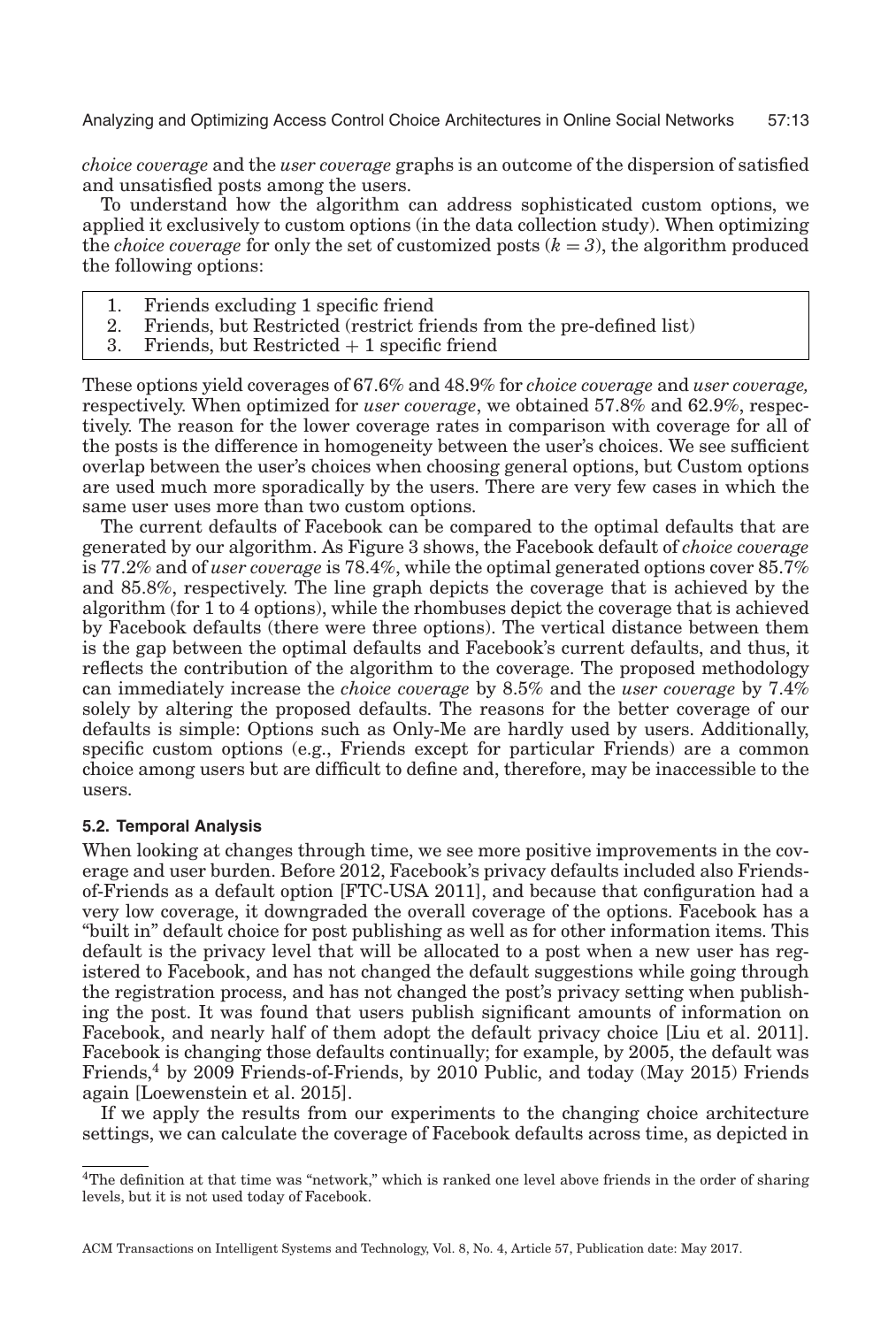*choice coverage* and the *user coverage* graphs is an outcome of the dispersion of satisfied and unsatisfied posts among the users.

To understand how the algorithm can address sophisticated custom options, we applied it exclusively to custom options (in the data collection study). When optimizing the *choice coverage* for only the set of customized posts ($k = 3$), the algorithm produced the following options:

1. Friends excluding 1 specific friend
2. Friends, but Restricted (restrict friends from the pre-defined list)
3. Friends, but Restricted + 1 specific friend

These options yield coverages of 67.6% and 48.9% for *choice coverage* and *user coverage,* respectively. When optimized for *user coverage*, we obtained 57.8% and 62.9%, respectively. The reason for the lower coverage rates in comparison with coverage for all of the posts is the difference in homogeneity between the user's choices. We see sufficient overlap between the user's choices when choosing general options, but Custom options are used much more sporadically by the users. There are very few cases in which the same user uses more than two custom options.

The current defaults of Facebook can be compared to the optimal defaults that are generated by our algorithm. As Figure 3 shows, the Facebook default of *choice coverage* is 77.2% and of *user coverage* is 78.4%, while the optimal generated options cover 85.7% and 85.8%, respectively. The line graph depicts the coverage that is achieved by the algorithm (for 1 to 4 options), while the rhombuses depict the coverage that is achieved by Facebook defaults (there were three options). The vertical distance between them is the gap between the optimal defaults and Facebook's current defaults, and thus, it reflects the contribution of the algorithm to the coverage. The proposed methodology can immediately increase the *choice coverage* by 8.5% and the *user coverage* by 7.4% solely by altering the proposed defaults. The reasons for the better coverage of our defaults is simple: Options such as Only-Me are hardly used by users. Additionally, specific custom options (e.g., Friends except for particular Friends) are a common choice among users but are difficult to define and, therefore, may be inaccessible to the users.

### 5.2. Temporal Analysis

When looking at changes through time, we see more positive improvements in the coverage and user burden. Before 2012, Facebook's privacy defaults included also Friends-of-Friends as a default option [FTC-USA 2011], and because that configuration had a very low coverage, it downgraded the overall coverage of the options. Facebook has a "built in" default choice for post publishing as well as for other information items. This default is the privacy level that will be allocated to a post when a new user has registered to Facebook, and has not changed the default suggestions while going through the registration process, and has not changed the post's privacy setting when publishing the post. It was found that users publish significant amounts of information on Facebook, and nearly half of them adopt the default privacy choice [Liu et al. 2011]. Facebook is changing those defaults continually; for example, by 2005, the default was Friends,[4] by 2009 Friends-of-Friends, by 2010 Public, and today (May 2015) Friends again [Loewenstein et al. 2015].

If we apply the results from our experiments to the changing choice architecture settings, we can calculate the coverage of Facebook defaults across time, as depicted in

[4] The definition at that time was "network," which is ranked one level above friends in the order of sharing levels, but it is not used today of Facebook.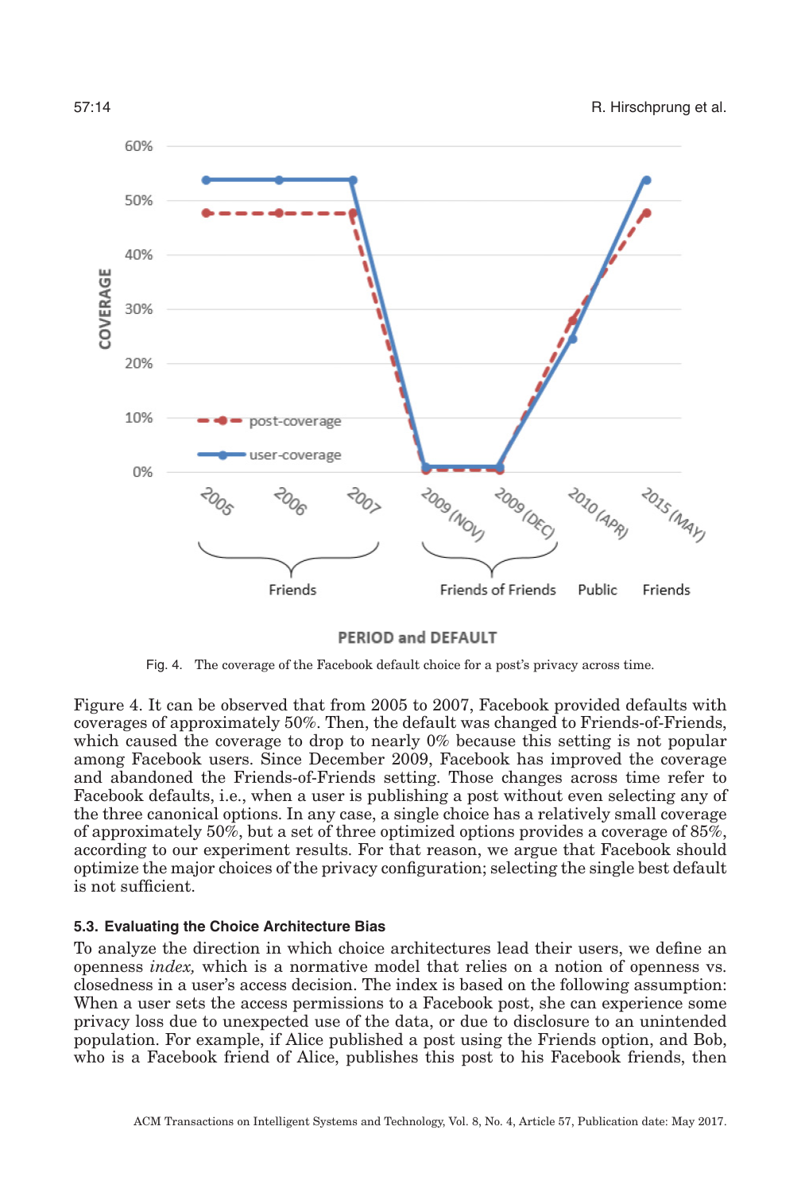Fig. 4. The coverage of the Facebook default choice for a post's privacy across time.

Figure 4. It can be observed that from 2005 to 2007, Facebook provided defaults with coverages of approximately 50%. Then, the default was changed to Friends-of-Friends, which caused the coverage to drop to nearly 0% because this setting is not popular among Facebook users. Since December 2009, Facebook has improved the coverage and abandoned the Friends-of-Friends setting. Those changes across time refer to Facebook defaults, i.e., when a user is publishing a post without even selecting any of the three canonical options. In any case, a single choice has a relatively small coverage of approximately 50%, but a set of three optimized options provides a coverage of 85%, according to our experiment results. For that reason, we argue that Facebook should optimize the major choices of the privacy configuration; selecting the single best default is not sufficient.

### 5.3. Evaluating the Choice Architecture Bias

To analyze the direction in which choice architectures lead their users, we define an openness *index,* which is a normative model that relies on a notion of openness vs. closedness in a user's access decision. The index is based on the following assumption: When a user sets the access permissions to a Facebook post, she can experience some privacy loss due to unexpected use of the data, or due to disclosure to an unintended population. For example, if Alice published a post using the Friends option, and Bob, who is a Facebook friend of Alice, publishes this post to his Facebook friends, then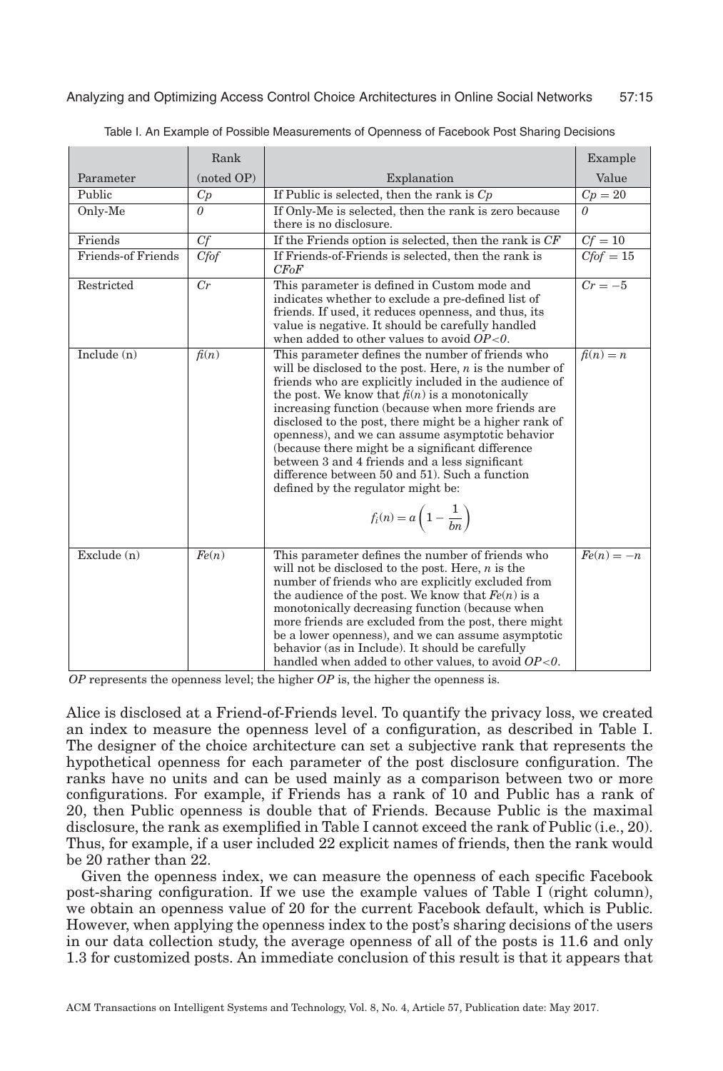Table I. An Example of Possible Measurements of Openness of Facebook Post Sharing Decisions

| Parameter | Rank (noted OP) | Explanation | Example Value |
|---|---|---|---|
| Public | $Cp$ | If Public is selected, then the rank is $Cp$ | $Cp = 20$ |
| Only-Me | $0$ | If Only-Me is selected, then the rank is zero because there is no disclosure. | $0$ |
| Friends | $Cf$ | If the Friends option is selected, then the rank is $CF$ | $Cf = 10$ |
| Friends-of Friends | $Cfof$ | If Friends-of-Friends is selected, then the rank is $CFoF$ | $Cfof = 15$ |
| Restricted | $Cr$ | This parameter is defined in Custom mode and indicates whether to exclude a pre-defined list of friends. If used, it reduces openness, and thus, its value is negative. It should be carefully handled when added to other values to avoid $OP<0$. | $Cr = -5$ |
| Include (n) | $fi(n)$ | This parameter defines the number of friends who will be disclosed to the post. Here, $n$ is the number of friends who are explicitly included in the audience of the post. We know that $fi(n)$ is a monotonically increasing function (because when more friends are disclosed to the post, there might be a higher rank of openness), and we can assume asymptotic behavior (because there might be a significant difference between 3 and 4 friends and a less significant difference between 50 and 51). Such a function defined by the regulator might be: $f_i(n) = a\left(1 - \frac{1}{bn}\right)$ | $fi(n) = n$ |
| Exclude (n) | $Fe(n)$ | This parameter defines the number of friends who will not be disclosed to the post. Here, $n$ is the number of friends who are explicitly excluded from the audience of the post. We know that $Fe(n)$ is a monotonically decreasing function (because when more friends are excluded from the post, there might be a lower openness), and we can assume asymptotic behavior (as in Include). It should be carefully handled when added to other values, to avoid $OP<0$. | $Fe(n) = -n$ |

*OP* represents the openness level; the higher *OP* is, the higher the openness is.

Alice is disclosed at a Friend-of-Friends level. To quantify the privacy loss, we created an index to measure the openness level of a configuration, as described in Table I. The designer of the choice architecture can set a subjective rank that represents the hypothetical openness for each parameter of the post disclosure configuration. The ranks have no units and can be used mainly as a comparison between two or more configurations. For example, if Friends has a rank of 10 and Public has a rank of 20, then Public openness is double that of Friends. Because Public is the maximal disclosure, the rank as exemplified in Table I cannot exceed the rank of Public (i.e., 20). Thus, for example, if a user included 22 explicit names of friends, then the rank would be 20 rather than 22.

Given the openness index, we can measure the openness of each specific Facebook post-sharing configuration. If we use the example values of Table I (right column), we obtain an openness value of 20 for the current Facebook default, which is Public. However, when applying the openness index to the post's sharing decisions of the users in our data collection study, the average openness of all of the posts is 11.6 and only 1.3 for customized posts. An immediate conclusion of this result is that it appears that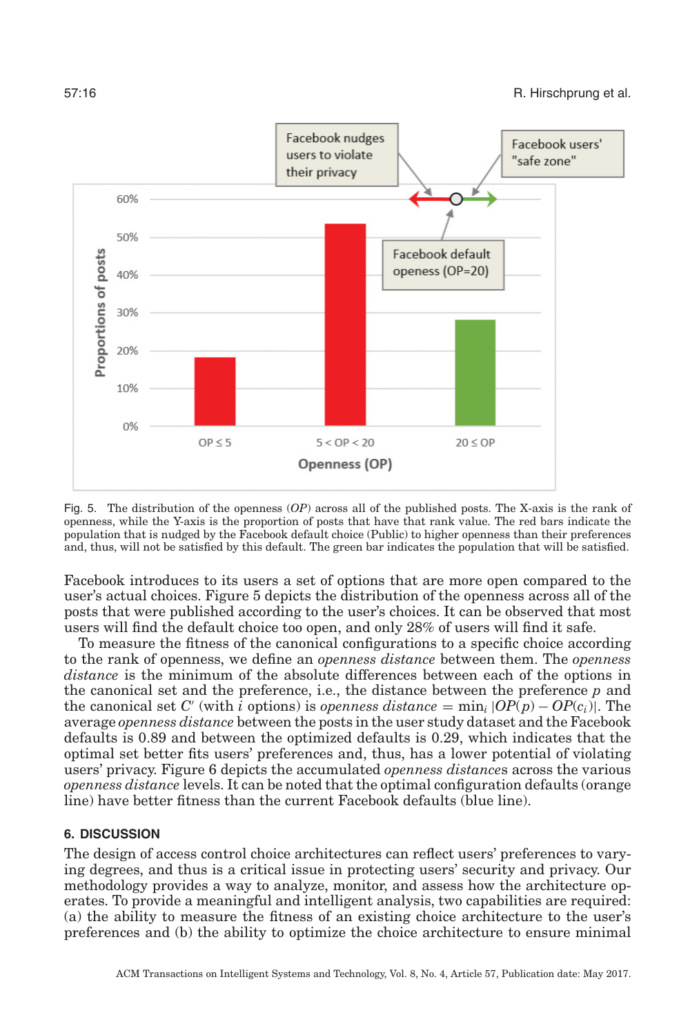Fig. 5. The distribution of the openness ($OP$) across all of the published posts. The X-axis is the rank of openness, while the Y-axis is the proportion of posts that have that rank value. The red bars indicate the population that is nudged by the Facebook default choice (Public) to higher openness than their preferences and, thus, will not be satisfied by this default. The green bar indicates the population that will be satisfied.

Facebook introduces to its users a set of options that are more open compared to the user's actual choices. Figure 5 depicts the distribution of the openness across all of the posts that were published according to the user's choices. It can be observed that most users will find the default choice too open, and only 28% of users will find it safe.

To measure the fitness of the canonical configurations to a specific choice according to the rank of openness, we define an *openness distance* between them. The *openness distance* is the minimum of the absolute differences between each of the options in the canonical set and the preference, i.e., the distance between the preference $p$ and the canonical set $C'$ (with $i$ options) is *openness distance* $= \min_i |OP(p) - OP(c_i)|$. The average *openness distance* between the posts in the user study dataset and the Facebook defaults is 0.89 and between the optimized defaults is 0.29, which indicates that the optimal set better fits users' preferences and, thus, has a lower potential of violating users' privacy. Figure 6 depicts the accumulated *openness distances* across the various *openness distance* levels. It can be noted that the optimal configuration defaults (orange line) have better fitness than the current Facebook defaults (blue line).

## 6. DISCUSSION

The design of access control choice architectures can reflect users' preferences to varying degrees, and thus is a critical issue in protecting users' security and privacy. Our methodology provides a way to analyze, monitor, and assess how the architecture operates. To provide a meaningful and intelligent analysis, two capabilities are required: (a) the ability to measure the fitness of an existing choice architecture to the user's preferences and (b) the ability to optimize the choice architecture to ensure minimal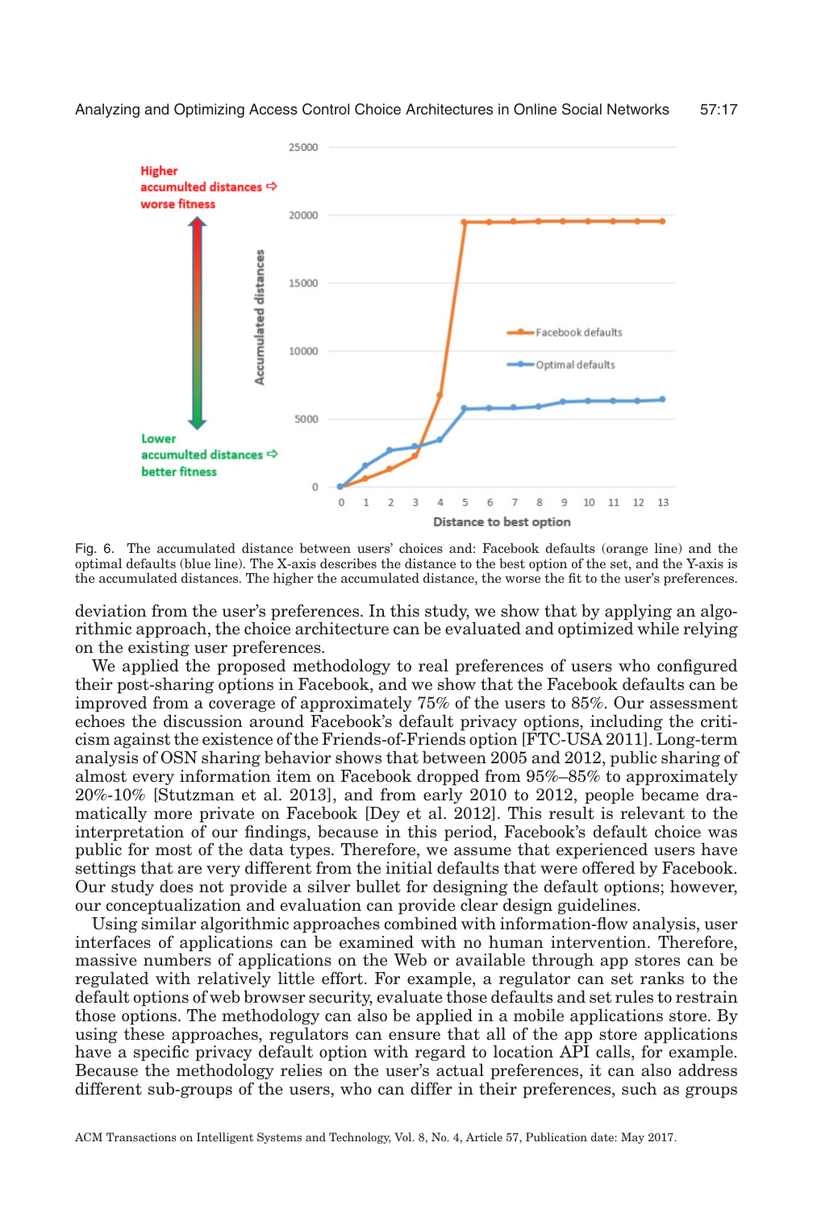Fig. 6. The accumulated distance between users' choices and: Facebook defaults (orange line) and the optimal defaults (blue line). The X-axis describes the distance to the best option of the set, and the Y-axis is the accumulated distances. The higher the accumulated distance, the worse the fit to the user's preferences.

deviation from the user's preferences. In this study, we show that by applying an algorithmic approach, the choice architecture can be evaluated and optimized while relying on the existing user preferences.

We applied the proposed methodology to real preferences of users who configured their post-sharing options in Facebook, and we show that the Facebook defaults can be improved from a coverage of approximately 75% of the users to 85%. Our assessment echoes the discussion around Facebook's default privacy options, including the criticism against the existence of the Friends-of-Friends option [FTC-USA 2011]. Long-term analysis of OSN sharing behavior shows that between 2005 and 2012, public sharing of almost every information item on Facebook dropped from 95%–85% to approximately 20%-10% [Stutzman et al. 2013], and from early 2010 to 2012, people became dramatically more private on Facebook [Dey et al. 2012]. This result is relevant to the interpretation of our findings, because in this period, Facebook's default choice was public for most of the data types. Therefore, we assume that experienced users have settings that are very different from the initial defaults that were offered by Facebook. Our study does not provide a silver bullet for designing the default options; however, our conceptualization and evaluation can provide clear design guidelines.

Using similar algorithmic approaches combined with information-flow analysis, user interfaces of applications can be examined with no human intervention. Therefore, massive numbers of applications on the Web or available through app stores can be regulated with relatively little effort. For example, a regulator can set ranks to the default options of web browser security, evaluate those defaults and set rules to restrain those options. The methodology can also be applied in a mobile applications store. By using these approaches, regulators can ensure that all of the app store applications have a specific privacy default option with regard to location API calls, for example. Because the methodology relies on the user's actual preferences, it can also address different sub-groups of the users, who can differ in their preferences, such as groups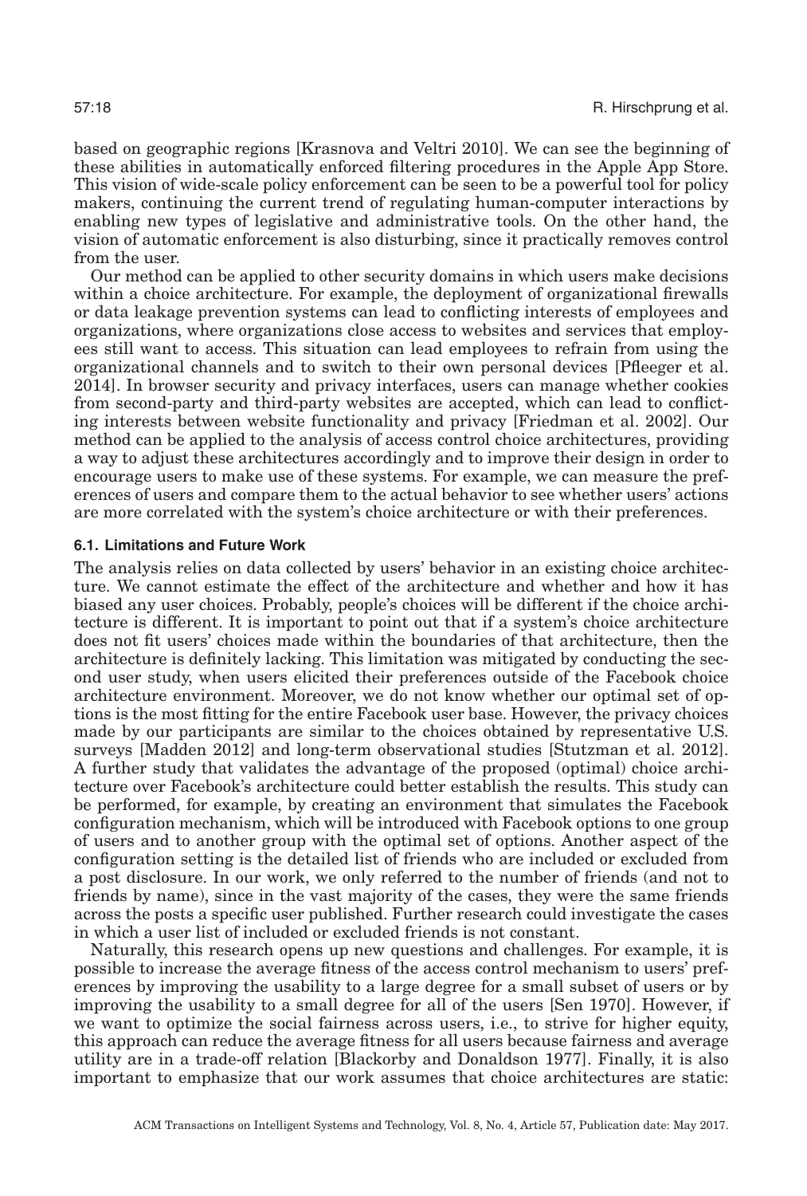based on geographic regions [Krasnova and Veltri 2010]. We can see the beginning of these abilities in automatically enforced filtering procedures in the Apple App Store. This vision of wide-scale policy enforcement can be seen to be a powerful tool for policy makers, continuing the current trend of regulating human-computer interactions by enabling new types of legislative and administrative tools. On the other hand, the vision of automatic enforcement is also disturbing, since it practically removes control from the user.

Our method can be applied to other security domains in which users make decisions within a choice architecture. For example, the deployment of organizational firewalls or data leakage prevention systems can lead to conflicting interests of employees and organizations, where organizations close access to websites and services that employees still want to access. This situation can lead employees to refrain from using the organizational channels and to switch to their own personal devices [Pfleeger et al. 2014]. In browser security and privacy interfaces, users can manage whether cookies from second-party and third-party websites are accepted, which can lead to conflicting interests between website functionality and privacy [Friedman et al. 2002]. Our method can be applied to the analysis of access control choice architectures, providing a way to adjust these architectures accordingly and to improve their design in order to encourage users to make use of these systems. For example, we can measure the preferences of users and compare them to the actual behavior to see whether users' actions are more correlated with the system's choice architecture or with their preferences.

### 6.1. Limitations and Future Work

The analysis relies on data collected by users' behavior in an existing choice architecture. We cannot estimate the effect of the architecture and whether and how it has biased any user choices. Probably, people's choices will be different if the choice architecture is different. It is important to point out that if a system's choice architecture does not fit users' choices made within the boundaries of that architecture, then the architecture is definitely lacking. This limitation was mitigated by conducting the second user study, when users elicited their preferences outside of the Facebook choice architecture environment. Moreover, we do not know whether our optimal set of options is the most fitting for the entire Facebook user base. However, the privacy choices made by our participants are similar to the choices obtained by representative U.S. surveys [Madden 2012] and long-term observational studies [Stutzman et al. 2012]. A further study that validates the advantage of the proposed (optimal) choice architecture over Facebook's architecture could better establish the results. This study can be performed, for example, by creating an environment that simulates the Facebook configuration mechanism, which will be introduced with Facebook options to one group of users and to another group with the optimal set of options. Another aspect of the configuration setting is the detailed list of friends who are included or excluded from a post disclosure. In our work, we only referred to the number of friends (and not to friends by name), since in the vast majority of the cases, they were the same friends across the posts a specific user published. Further research could investigate the cases in which a user list of included or excluded friends is not constant.

Naturally, this research opens up new questions and challenges. For example, it is possible to increase the average fitness of the access control mechanism to users' preferences by improving the usability to a large degree for a small subset of users or by improving the usability to a small degree for all of the users [Sen 1970]. However, if we want to optimize the social fairness across users, i.e., to strive for higher equity, this approach can reduce the average fitness for all users because fairness and average utility are in a trade-off relation [Blackorby and Donaldson 1977]. Finally, it is also important to emphasize that our work assumes that choice architectures are static: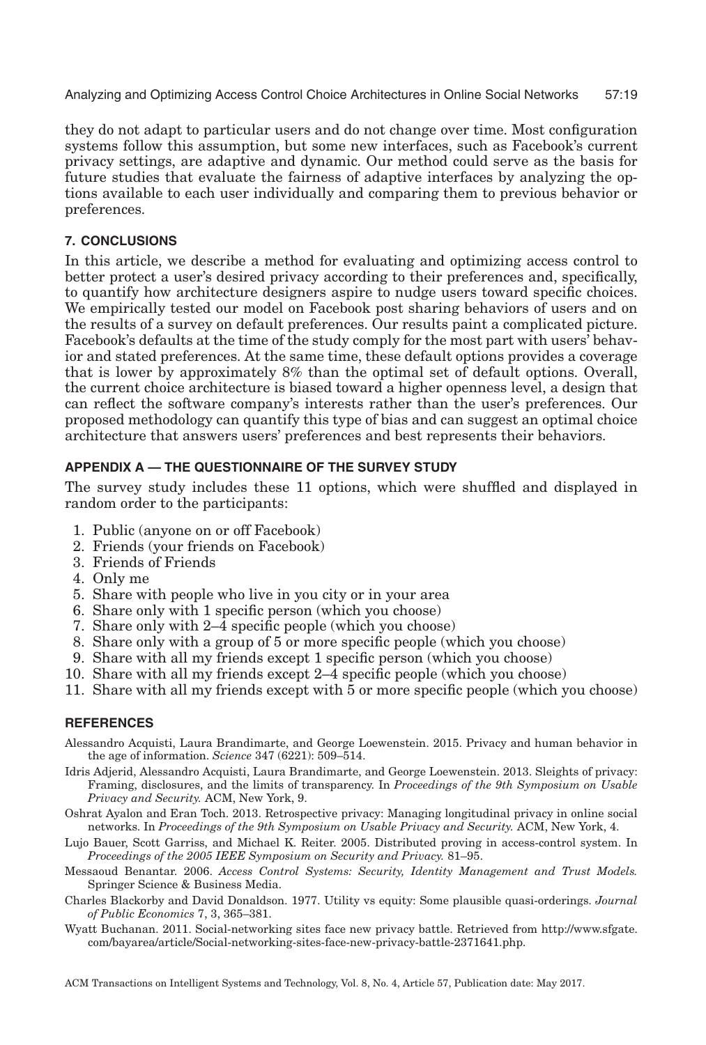they do not adapt to particular users and do not change over time. Most configuration systems follow this assumption, but some new interfaces, such as Facebook's current privacy settings, are adaptive and dynamic. Our method could serve as the basis for future studies that evaluate the fairness of adaptive interfaces by analyzing the options available to each user individually and comparing them to previous behavior or preferences.

## 7. CONCLUSIONS

In this article, we describe a method for evaluating and optimizing access control to better protect a user's desired privacy according to their preferences and, specifically, to quantify how architecture designers aspire to nudge users toward specific choices. We empirically tested our model on Facebook post sharing behaviors of users and on the results of a survey on default preferences. Our results paint a complicated picture. Facebook's defaults at the time of the study comply for the most part with users' behavior and stated preferences. At the same time, these default options provides a coverage that is lower by approximately 8% than the optimal set of default options. Overall, the current choice architecture is biased toward a higher openness level, a design that can reflect the software company's interests rather than the user's preferences. Our proposed methodology can quantify this type of bias and can suggest an optimal choice architecture that answers users' preferences and best represents their behaviors.

## APPENDIX A — THE QUESTIONNAIRE OF THE SURVEY STUDY

The survey study includes these 11 options, which were shuffled and displayed in random order to the participants:

1. Public (anyone on or off Facebook)
2. Friends (your friends on Facebook)
3. Friends of Friends
4. Only me
5. Share with people who live in you city or in your area
6. Share only with 1 specific person (which you choose)
7. Share only with 2–4 specific people (which you choose)
8. Share only with a group of 5 or more specific people (which you choose)
9. Share with all my friends except 1 specific person (which you choose)
10. Share with all my friends except 2–4 specific people (which you choose)
11. Share with all my friends except with 5 or more specific people (which you choose)

## REFERENCES

Alessandro Acquisti, Laura Brandimarte, and George Loewenstein. 2015. Privacy and human behavior in the age of information. *Science* 347 (6221): 509–514.

Idris Adjerid, Alessandro Acquisti, Laura Brandimarte, and George Loewenstein. 2013. Sleights of privacy: Framing, disclosures, and the limits of transparency. In *Proceedings of the 9th Symposium on Usable Privacy and Security.* ACM, New York, 9.

Oshrat Ayalon and Eran Toch. 2013. Retrospective privacy: Managing longitudinal privacy in online social networks. In *Proceedings of the 9th Symposium on Usable Privacy and Security.* ACM, New York, 4.

Lujo Bauer, Scott Garriss, and Michael K. Reiter. 2005. Distributed proving in access-control system. In *Proceedings of the 2005 IEEE Symposium on Security and Privacy.* 81–95.

Messaoud Benantar. 2006. *Access Control Systems: Security, Identity Management and Trust Models.* Springer Science & Business Media.

Charles Blackorby and David Donaldson. 1977. Utility vs equity: Some plausible quasi-orderings. *Journal of Public Economics* 7, 3, 365–381.

Wyatt Buchanan. 2011. Social-networking sites face new privacy battle. Retrieved from http://www.sfgate.com/bayarea/article/Social-networking-sites-face-new-privacy-battle-2371641.php.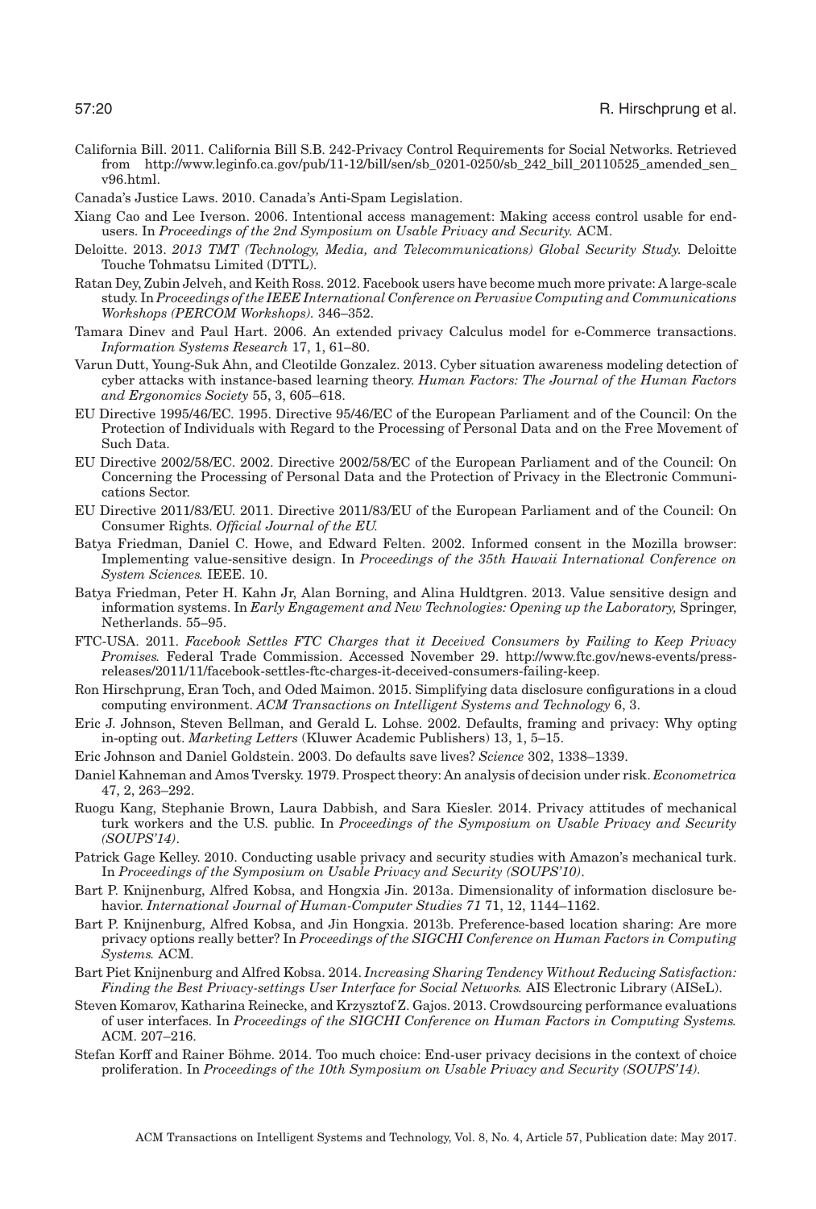California Bill. 2011. California Bill S.B. 242-Privacy Control Requirements for Social Networks. Retrieved from http://www.leginfo.ca.gov/pub/11-12/bill/sen/sb_0201-0250/sb_242_bill_20110525_amended_sen_v96.html.

Canada's Justice Laws. 2010. Canada's Anti-Spam Legislation.

Xiang Cao and Lee Iverson. 2006. Intentional access management: Making access control usable for end-users. In *Proceedings of the 2nd Symposium on Usable Privacy and Security.* ACM.

Deloitte. 2013. *2013 TMT (Technology, Media, and Telecommunications) Global Security Study.* Deloitte Touche Tohmatsu Limited (DTTL).

Ratan Dey, Zubin Jelveh, and Keith Ross. 2012. Facebook users have become much more private: A large-scale study. In *Proceedings of the IEEE International Conference on Pervasive Computing and Communications Workshops (PERCOM Workshops).* 346–352.

Tamara Dinev and Paul Hart. 2006. An extended privacy Calculus model for e-Commerce transactions. *Information Systems Research* 17, 1, 61–80.

Varun Dutt, Young-Suk Ahn, and Cleotilde Gonzalez. 2013. Cyber situation awareness modeling detection of cyber attacks with instance-based learning theory. *Human Factors: The Journal of the Human Factors and Ergonomics Society* 55, 3, 605–618.

EU Directive 1995/46/EC. 1995. Directive 95/46/EC of the European Parliament and of the Council: On the Protection of Individuals with Regard to the Processing of Personal Data and on the Free Movement of Such Data.

EU Directive 2002/58/EC. 2002. Directive 2002/58/EC of the European Parliament and of the Council: On Concerning the Processing of Personal Data and the Protection of Privacy in the Electronic Communications Sector.

EU Directive 2011/83/EU. 2011. Directive 2011/83/EU of the European Parliament and of the Council: On Consumer Rights. *Official Journal of the EU.*

Batya Friedman, Daniel C. Howe, and Edward Felten. 2002. Informed consent in the Mozilla browser: Implementing value-sensitive design. In *Proceedings of the 35th Hawaii International Conference on System Sciences.* IEEE. 10.

Batya Friedman, Peter H. Kahn Jr, Alan Borning, and Alina Huldtgren. 2013. Value sensitive design and information systems. In *Early Engagement and New Technologies: Opening up the Laboratory,* Springer, Netherlands. 55–95.

FTC-USA. 2011. *Facebook Settles FTC Charges that it Deceived Consumers by Failing to Keep Privacy Promises.* Federal Trade Commission. Accessed November 29. http://www.ftc.gov/news-events/press-releases/2011/11/facebook-settles-ftc-charges-it-deceived-consumers-failing-keep.

Ron Hirschprung, Eran Toch, and Oded Maimon. 2015. Simplifying data disclosure configurations in a cloud computing environment. *ACM Transactions on Intelligent Systems and Technology* 6, 3.

Eric J. Johnson, Steven Bellman, and Gerald L. Lohse. 2002. Defaults, framing and privacy: Why opting in-opting out. *Marketing Letters* (Kluwer Academic Publishers) 13, 1, 5–15.

Eric Johnson and Daniel Goldstein. 2003. Do defaults save lives? *Science* 302, 1338–1339.

Daniel Kahneman and Amos Tversky. 1979. Prospect theory: An analysis of decision under risk. *Econometrica* 47, 2, 263–292.

Ruogu Kang, Stephanie Brown, Laura Dabbish, and Sara Kiesler. 2014. Privacy attitudes of mechanical turk workers and the U.S. public. In *Proceedings of the Symposium on Usable Privacy and Security (SOUPS'14).*

Patrick Gage Kelley. 2010. Conducting usable privacy and security studies with Amazon's mechanical turk. In *Proceedings of the Symposium on Usable Privacy and Security (SOUPS'10).*

Bart P. Knijnenburg, Alfred Kobsa, and Hongxia Jin. 2013a. Dimensionality of information disclosure behavior. *International Journal of Human-Computer Studies 71* 71, 12, 1144–1162.

Bart P. Knijnenburg, Alfred Kobsa, and Jin Hongxia. 2013b. Preference-based location sharing: Are more privacy options really better? In *Proceedings of the SIGCHI Conference on Human Factors in Computing Systems.* ACM.

Bart Piet Knijnenburg and Alfred Kobsa. 2014. *Increasing Sharing Tendency Without Reducing Satisfaction: Finding the Best Privacy-settings User Interface for Social Networks.* AIS Electronic Library (AISeL).

Steven Komarov, Katharina Reinecke, and Krzysztof Z. Gajos. 2013. Crowdsourcing performance evaluations of user interfaces. In *Proceedings of the SIGCHI Conference on Human Factors in Computing Systems.* ACM. 207–216.

Stefan Korff and Rainer Böhme. 2014. Too much choice: End-user privacy decisions in the context of choice proliferation. In *Proceedings of the 10th Symposium on Usable Privacy and Security (SOUPS'14).*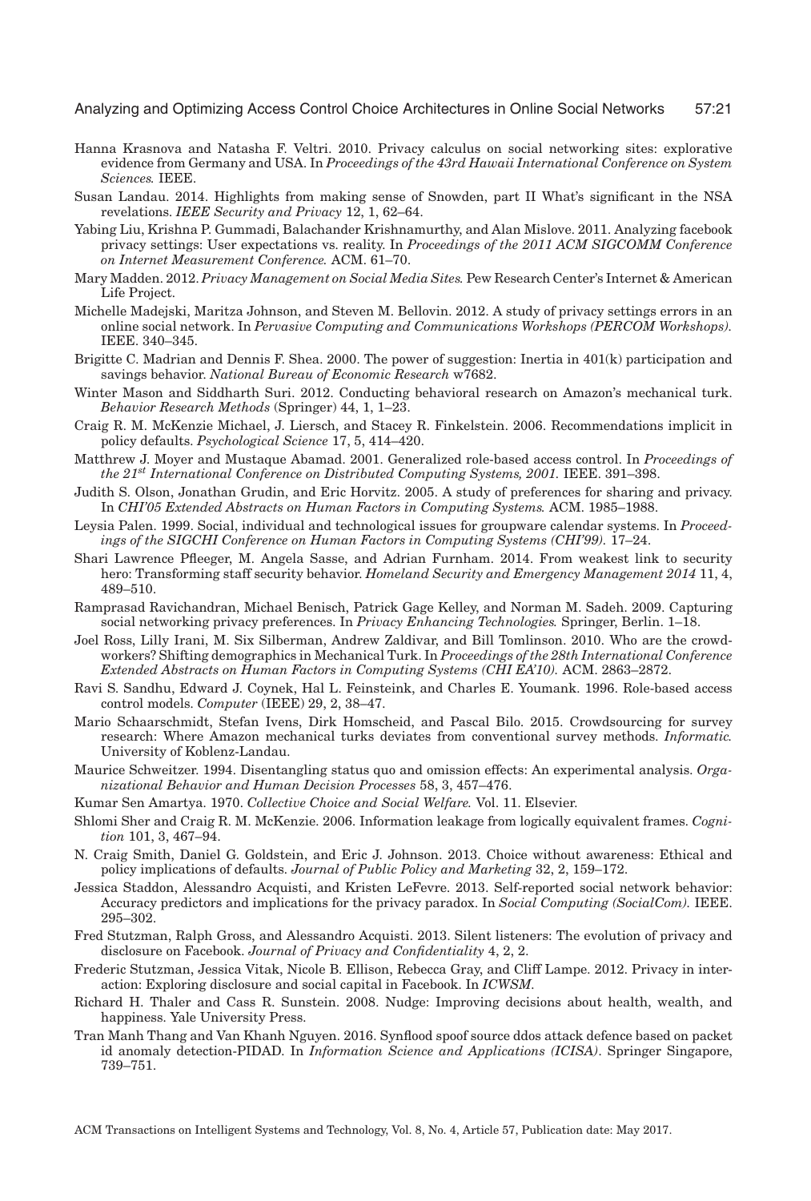Hanna Krasnova and Natasha F. Veltri. 2010. Privacy calculus on social networking sites: explorative evidence from Germany and USA. In *Proceedings of the 43rd Hawaii International Conference on System Sciences.* IEEE.

Susan Landau. 2014. Highlights from making sense of Snowden, part II What's significant in the NSA revelations. *IEEE Security and Privacy* 12, 1, 62–64.

Yabing Liu, Krishna P. Gummadi, Balachander Krishnamurthy, and Alan Mislove. 2011. Analyzing facebook privacy settings: User expectations vs. reality. In *Proceedings of the 2011 ACM SIGCOMM Conference on Internet Measurement Conference.* ACM. 61–70.

Mary Madden. 2012. *Privacy Management on Social Media Sites.* Pew Research Center's Internet & American Life Project.

Michelle Madejski, Maritza Johnson, and Steven M. Bellovin. 2012. A study of privacy settings errors in an online social network. In *Pervasive Computing and Communications Workshops (PERCOM Workshops).* IEEE. 340–345.

Brigitte C. Madrian and Dennis F. Shea. 2000. The power of suggestion: Inertia in 401(k) participation and savings behavior. *National Bureau of Economic Research* w7682.

Winter Mason and Siddharth Suri. 2012. Conducting behavioral research on Amazon's mechanical turk. *Behavior Research Methods* (Springer) 44, 1, 1–23.

Craig R. M. McKenzie Michael, J. Liersch, and Stacey R. Finkelstein. 2006. Recommendations implicit in policy defaults. *Psychological Science* 17, 5, 414–420.

Matthrew J. Moyer and Mustaque Abamad. 2001. Generalized role-based access control. In *Proceedings of the 21st International Conference on Distributed Computing Systems, 2001.* IEEE. 391–398.

Judith S. Olson, Jonathan Grudin, and Eric Horvitz. 2005. A study of preferences for sharing and privacy. In *CHI'05 Extended Abstracts on Human Factors in Computing Systems.* ACM. 1985–1988.

Leysia Palen. 1999. Social, individual and technological issues for groupware calendar systems. In *Proceedings of the SIGCHI Conference on Human Factors in Computing Systems (CHI'99).* 17–24.

Shari Lawrence Pfleeger, M. Angela Sasse, and Adrian Furnham. 2014. From weakest link to security hero: Transforming staff security behavior. *Homeland Security and Emergency Management 2014* 11, 4, 489–510.

Ramprasad Ravichandran, Michael Benisch, Patrick Gage Kelley, and Norman M. Sadeh. 2009. Capturing social networking privacy preferences. In *Privacy Enhancing Technologies.* Springer, Berlin. 1–18.

Joel Ross, Lilly Irani, M. Six Silberman, Andrew Zaldivar, and Bill Tomlinson. 2010. Who are the crowdworkers? Shifting demographics in Mechanical Turk. In *Proceedings of the 28th International Conference Extended Abstracts on Human Factors in Computing Systems (CHI EA'10).* ACM. 2863–2872.

Ravi S. Sandhu, Edward J. Coynek, Hal L. Feinsteink, and Charles E. Youmank. 1996. Role-based access control models. *Computer* (IEEE) 29, 2, 38–47.

Mario Schaarschmidt, Stefan Ivens, Dirk Homscheid, and Pascal Bilo. 2015. Crowdsourcing for survey research: Where Amazon mechanical turks deviates from conventional survey methods. *Informatic.* University of Koblenz-Landau.

Maurice Schweitzer. 1994. Disentangling status quo and omission effects: An experimental analysis. *Organizational Behavior and Human Decision Processes* 58, 3, 457–476.

Kumar Sen Amartya. 1970. *Collective Choice and Social Welfare.* Vol. 11. Elsevier.

Shlomi Sher and Craig R. M. McKenzie. 2006. Information leakage from logically equivalent frames. *Cognition* 101, 3, 467–94.

N. Craig Smith, Daniel G. Goldstein, and Eric J. Johnson. 2013. Choice without awareness: Ethical and policy implications of defaults. *Journal of Public Policy and Marketing* 32, 2, 159–172.

Jessica Staddon, Alessandro Acquisti, and Kristen LeFevre. 2013. Self-reported social network behavior: Accuracy predictors and implications for the privacy paradox. In *Social Computing (SocialCom).* IEEE. 295–302.

Fred Stutzman, Ralph Gross, and Alessandro Acquisti. 2013. Silent listeners: The evolution of privacy and disclosure on Facebook. *Journal of Privacy and Confidentiality* 4, 2, 2.

Frederic Stutzman, Jessica Vitak, Nicole B. Ellison, Rebecca Gray, and Cliff Lampe. 2012. Privacy in interaction: Exploring disclosure and social capital in Facebook. In *ICWSM.*

Richard H. Thaler and Cass R. Sunstein. 2008. Nudge: Improving decisions about health, wealth, and happiness. Yale University Press.

Tran Manh Thang and Van Khanh Nguyen. 2016. Synflood spoof source ddos attack defence based on packet id anomaly detection-PIDAD. In *Information Science and Applications (ICISA)*. Springer Singapore, 739–751.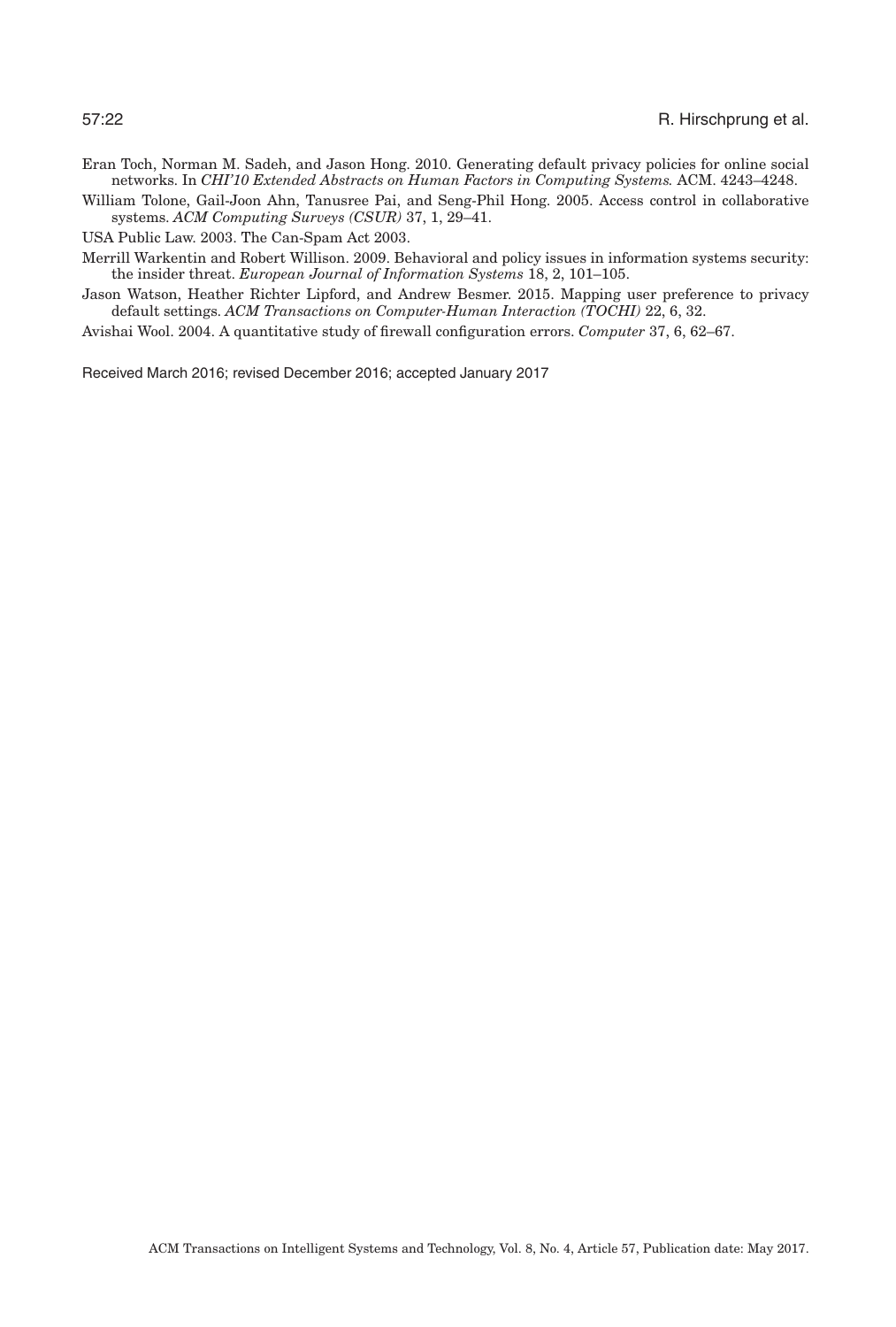Eran Toch, Norman M. Sadeh, and Jason Hong. 2010. Generating default privacy policies for online social networks. In *CHI'10 Extended Abstracts on Human Factors in Computing Systems.* ACM. 4243–4248.

William Tolone, Gail-Joon Ahn, Tanusree Pai, and Seng-Phil Hong. 2005. Access control in collaborative systems. *ACM Computing Surveys (CSUR)* 37, 1, 29–41.

USA Public Law. 2003. The Can-Spam Act 2003.

Merrill Warkentin and Robert Willison. 2009. Behavioral and policy issues in information systems security: the insider threat. *European Journal of Information Systems* 18, 2, 101–105.

Jason Watson, Heather Richter Lipford, and Andrew Besmer. 2015. Mapping user preference to privacy default settings. *ACM Transactions on Computer-Human Interaction (TOCHI)* 22, 6, 32.

Avishai Wool. 2004. A quantitative study of firewall configuration errors. *Computer* 37, 6, 62–67.

Received March 2016; revised December 2016; accepted January 2017